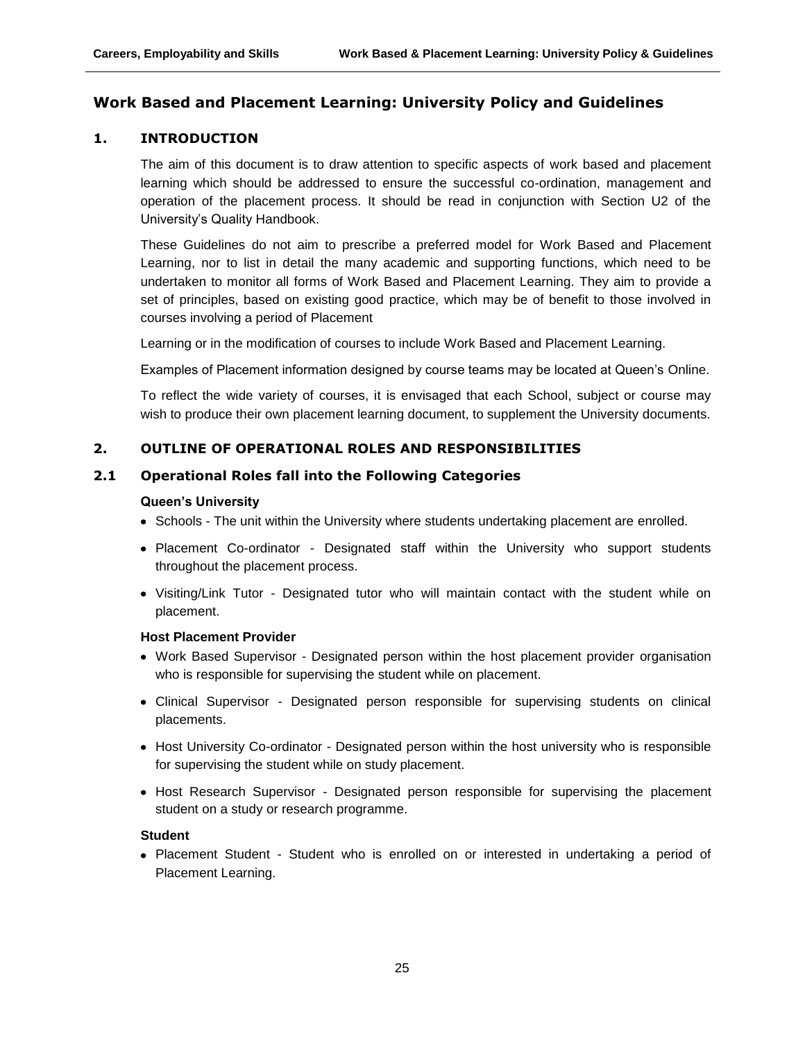# Work Based and Placement Learning: University Policy and Guidelines

## 1. INTRODUCTION

The aim of this document is to draw attention to specific aspects of work based and placement learning which should be addressed to ensure the successful co-ordination, management and operation of the placement process. It should be read in conjunction with Section U2 of the University's Quality Handbook.

These Guidelines do not aim to prescribe a preferred model for Work Based and Placement Learning, nor to list in detail the many academic and supporting functions, which need to be undertaken to monitor all forms of Work Based and Placement Learning. They aim to provide a set of principles, based on existing good practice, which may be of benefit to those involved in courses involving a period of Placement

Learning or in the modification of courses to include Work Based and Placement Learning.

Examples of Placement information designed by course teams may be located at Queen's Online.

To reflect the wide variety of courses, it is envisaged that each School, subject or course may wish to produce their own placement learning document, to supplement the University documents.

## 2. OUTLINE OF OPERATIONAL ROLES AND RESPONSIBILITIES

### 2.1 Operational Roles fall into the Following Categories

**Queen's University**

- Schools - The unit within the University where students undertaking placement are enrolled.
- Placement Co-ordinator - Designated staff within the University who support students throughout the placement process.
- Visiting/Link Tutor - Designated tutor who will maintain contact with the student while on placement.

**Host Placement Provider**

- Work Based Supervisor - Designated person within the host placement provider organisation who is responsible for supervising the student while on placement.
- Clinical Supervisor - Designated person responsible for supervising students on clinical placements.
- Host University Co-ordinator - Designated person within the host university who is responsible for supervising the student while on study placement.
- Host Research Supervisor - Designated person responsible for supervising the placement student on a study or research programme.

**Student**

- Placement Student - Student who is enrolled on or interested in undertaking a period of Placement Learning.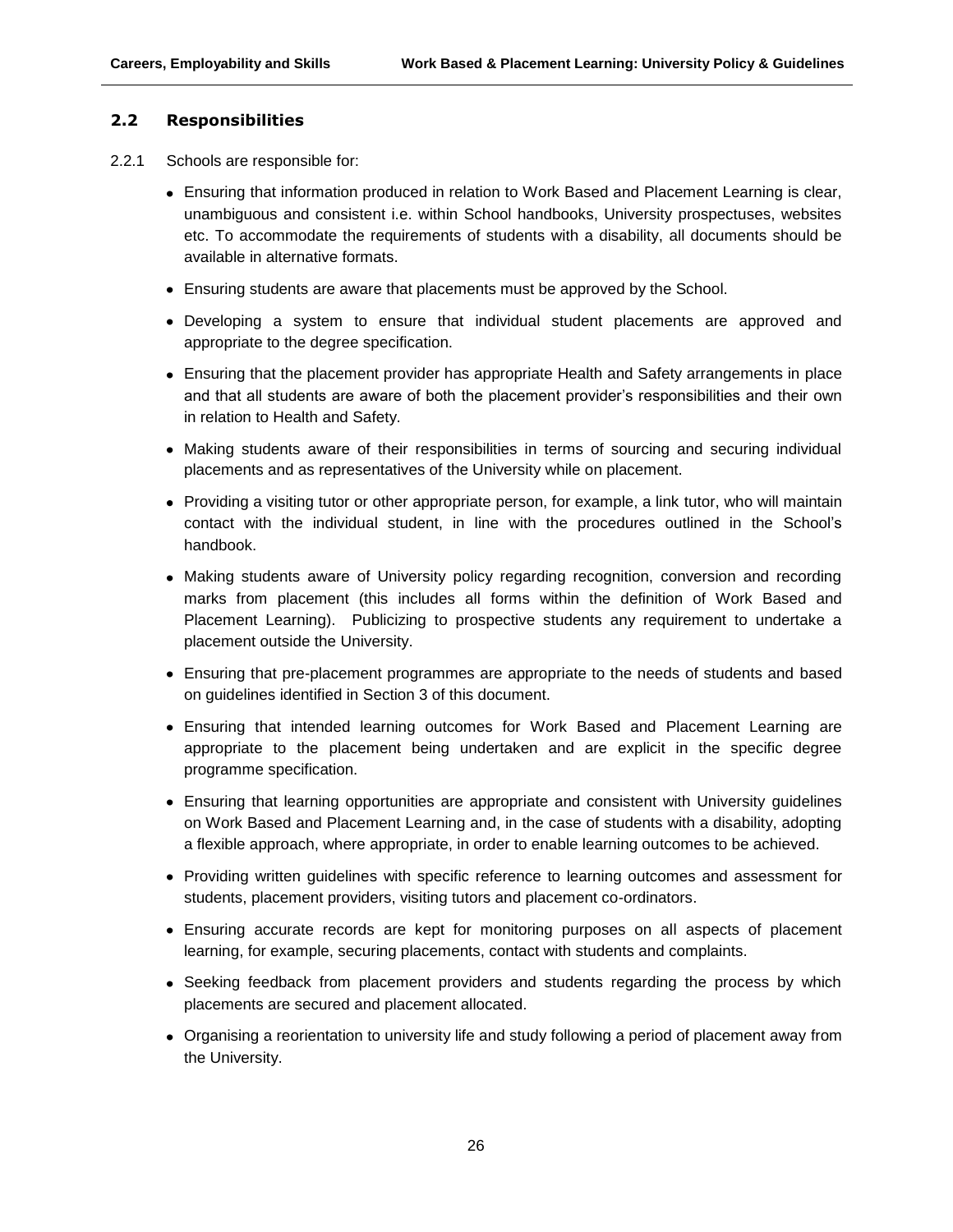## 2.2 Responsibilities

2.2.1 Schools are responsible for:

- Ensuring that information produced in relation to Work Based and Placement Learning is clear, unambiguous and consistent i.e. within School handbooks, University prospectuses, websites etc. To accommodate the requirements of students with a disability, all documents should be available in alternative formats.
- Ensuring students are aware that placements must be approved by the School.
- Developing a system to ensure that individual student placements are approved and appropriate to the degree specification.
- Ensuring that the placement provider has appropriate Health and Safety arrangements in place and that all students are aware of both the placement provider's responsibilities and their own in relation to Health and Safety.
- Making students aware of their responsibilities in terms of sourcing and securing individual placements and as representatives of the University while on placement.
- Providing a visiting tutor or other appropriate person, for example, a link tutor, who will maintain contact with the individual student, in line with the procedures outlined in the School's handbook.
- Making students aware of University policy regarding recognition, conversion and recording marks from placement (this includes all forms within the definition of Work Based and Placement Learning). Publicizing to prospective students any requirement to undertake a placement outside the University.
- Ensuring that pre-placement programmes are appropriate to the needs of students and based on guidelines identified in Section 3 of this document.
- Ensuring that intended learning outcomes for Work Based and Placement Learning are appropriate to the placement being undertaken and are explicit in the specific degree programme specification.
- Ensuring that learning opportunities are appropriate and consistent with University guidelines on Work Based and Placement Learning and, in the case of students with a disability, adopting a flexible approach, where appropriate, in order to enable learning outcomes to be achieved.
- Providing written guidelines with specific reference to learning outcomes and assessment for students, placement providers, visiting tutors and placement co-ordinators.
- Ensuring accurate records are kept for monitoring purposes on all aspects of placement learning, for example, securing placements, contact with students and complaints.
- Seeking feedback from placement providers and students regarding the process by which placements are secured and placement allocated.
- Organising a reorientation to university life and study following a period of placement away from the University.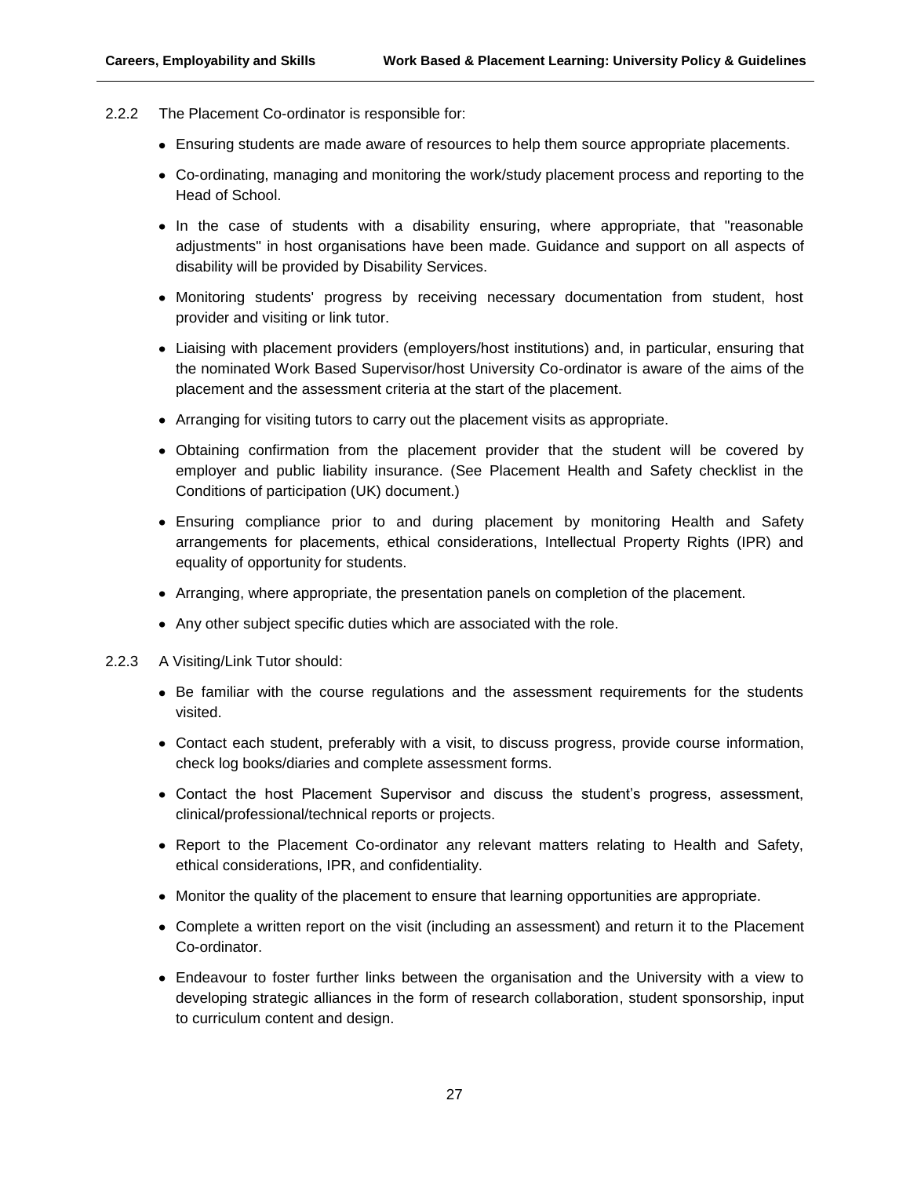2.2.2 The Placement Co-ordinator is responsible for:

- Ensuring students are made aware of resources to help them source appropriate placements.
- Co-ordinating, managing and monitoring the work/study placement process and reporting to the Head of School.
- In the case of students with a disability ensuring, where appropriate, that "reasonable adjustments" in host organisations have been made. Guidance and support on all aspects of disability will be provided by Disability Services.
- Monitoring students' progress by receiving necessary documentation from student, host provider and visiting or link tutor.
- Liaising with placement providers (employers/host institutions) and, in particular, ensuring that the nominated Work Based Supervisor/host University Co-ordinator is aware of the aims of the placement and the assessment criteria at the start of the placement.
- Arranging for visiting tutors to carry out the placement visits as appropriate.
- Obtaining confirmation from the placement provider that the student will be covered by employer and public liability insurance. (See Placement Health and Safety checklist in the Conditions of participation (UK) document.)
- Ensuring compliance prior to and during placement by monitoring Health and Safety arrangements for placements, ethical considerations, Intellectual Property Rights (IPR) and equality of opportunity for students.
- Arranging, where appropriate, the presentation panels on completion of the placement.
- Any other subject specific duties which are associated with the role.

2.2.3 A Visiting/Link Tutor should:

- Be familiar with the course regulations and the assessment requirements for the students visited.
- Contact each student, preferably with a visit, to discuss progress, provide course information, check log books/diaries and complete assessment forms.
- Contact the host Placement Supervisor and discuss the student's progress, assessment, clinical/professional/technical reports or projects.
- Report to the Placement Co-ordinator any relevant matters relating to Health and Safety, ethical considerations, IPR, and confidentiality.
- Monitor the quality of the placement to ensure that learning opportunities are appropriate.
- Complete a written report on the visit (including an assessment) and return it to the Placement Co-ordinator.
- Endeavour to foster further links between the organisation and the University with a view to developing strategic alliances in the form of research collaboration, student sponsorship, input to curriculum content and design.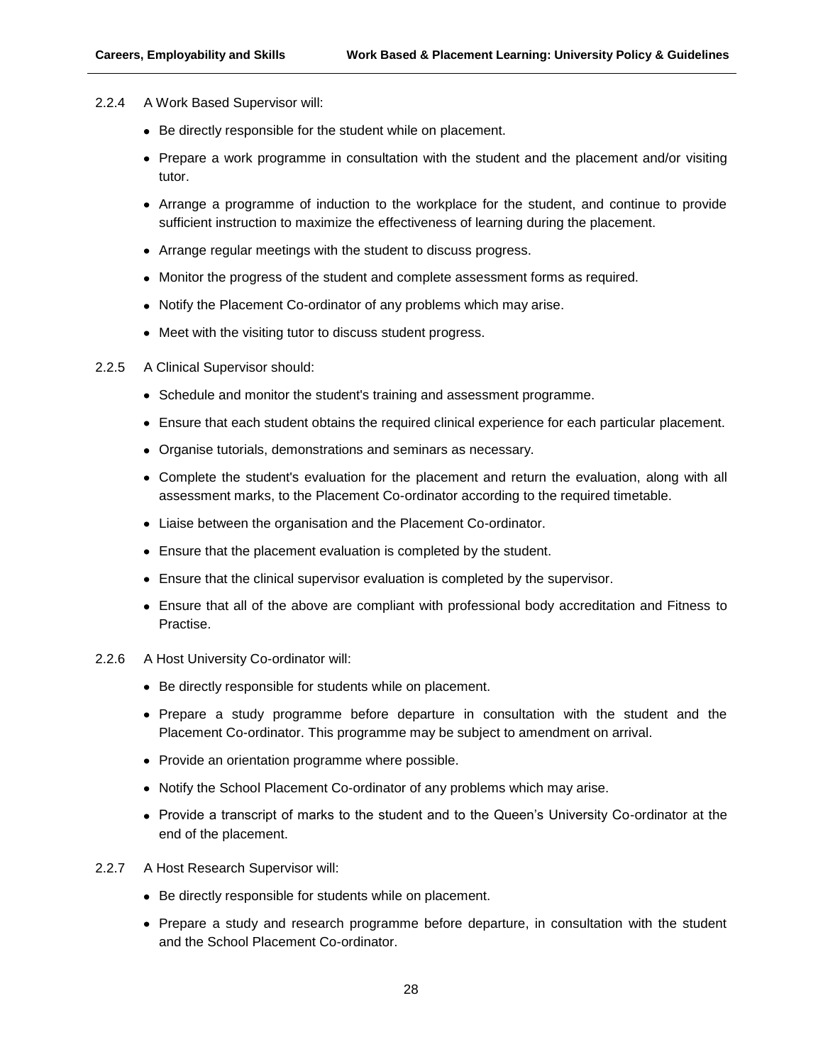2.2.4 A Work Based Supervisor will:

- Be directly responsible for the student while on placement.
- Prepare a work programme in consultation with the student and the placement and/or visiting tutor.
- Arrange a programme of induction to the workplace for the student, and continue to provide sufficient instruction to maximize the effectiveness of learning during the placement.
- Arrange regular meetings with the student to discuss progress.
- Monitor the progress of the student and complete assessment forms as required.
- Notify the Placement Co-ordinator of any problems which may arise.
- Meet with the visiting tutor to discuss student progress.

2.2.5 A Clinical Supervisor should:

- Schedule and monitor the student's training and assessment programme.
- Ensure that each student obtains the required clinical experience for each particular placement.
- Organise tutorials, demonstrations and seminars as necessary.
- Complete the student's evaluation for the placement and return the evaluation, along with all assessment marks, to the Placement Co-ordinator according to the required timetable.
- Liaise between the organisation and the Placement Co-ordinator.
- Ensure that the placement evaluation is completed by the student.
- Ensure that the clinical supervisor evaluation is completed by the supervisor.
- Ensure that all of the above are compliant with professional body accreditation and Fitness to Practise.

2.2.6 A Host University Co-ordinator will:

- Be directly responsible for students while on placement.
- Prepare a study programme before departure in consultation with the student and the Placement Co-ordinator. This programme may be subject to amendment on arrival.
- Provide an orientation programme where possible.
- Notify the School Placement Co-ordinator of any problems which may arise.
- Provide a transcript of marks to the student and to the Queen's University Co-ordinator at the end of the placement.

2.2.7 A Host Research Supervisor will:

- Be directly responsible for students while on placement.
- Prepare a study and research programme before departure, in consultation with the student and the School Placement Co-ordinator.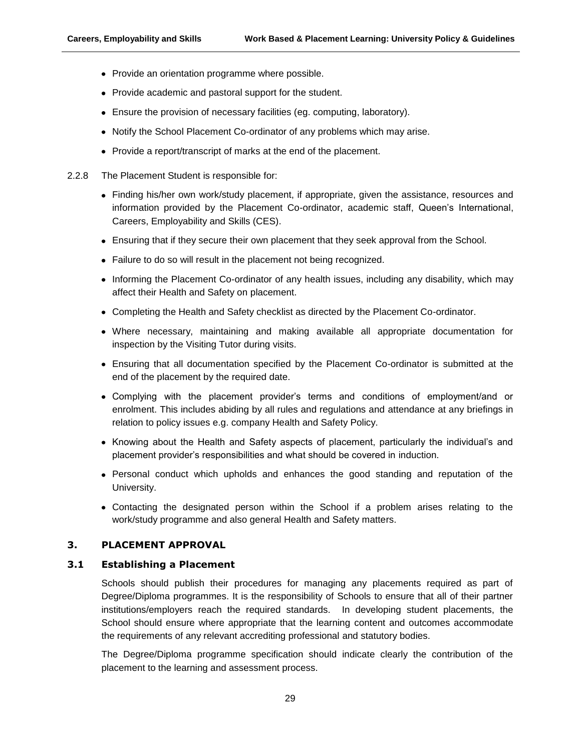- Provide an orientation programme where possible.
- Provide academic and pastoral support for the student.
- Ensure the provision of necessary facilities (eg. computing, laboratory).
- Notify the School Placement Co-ordinator of any problems which may arise.
- Provide a report/transcript of marks at the end of the placement.

2.2.8 The Placement Student is responsible for:

- Finding his/her own work/study placement, if appropriate, given the assistance, resources and information provided by the Placement Co-ordinator, academic staff, Queen's International, Careers, Employability and Skills (CES).
- Ensuring that if they secure their own placement that they seek approval from the School.
- Failure to do so will result in the placement not being recognized.
- Informing the Placement Co-ordinator of any health issues, including any disability, which may affect their Health and Safety on placement.
- Completing the Health and Safety checklist as directed by the Placement Co-ordinator.
- Where necessary, maintaining and making available all appropriate documentation for inspection by the Visiting Tutor during visits.
- Ensuring that all documentation specified by the Placement Co-ordinator is submitted at the end of the placement by the required date.
- Complying with the placement provider's terms and conditions of employment/and or enrolment. This includes abiding by all rules and regulations and attendance at any briefings in relation to policy issues e.g. company Health and Safety Policy.
- Knowing about the Health and Safety aspects of placement, particularly the individual's and placement provider's responsibilities and what should be covered in induction.
- Personal conduct which upholds and enhances the good standing and reputation of the University.
- Contacting the designated person within the School if a problem arises relating to the work/study programme and also general Health and Safety matters.

## 3. PLACEMENT APPROVAL

### 3.1 Establishing a Placement

Schools should publish their procedures for managing any placements required as part of Degree/Diploma programmes. It is the responsibility of Schools to ensure that all of their partner institutions/employers reach the required standards. In developing student placements, the School should ensure where appropriate that the learning content and outcomes accommodate the requirements of any relevant accrediting professional and statutory bodies.

The Degree/Diploma programme specification should indicate clearly the contribution of the placement to the learning and assessment process.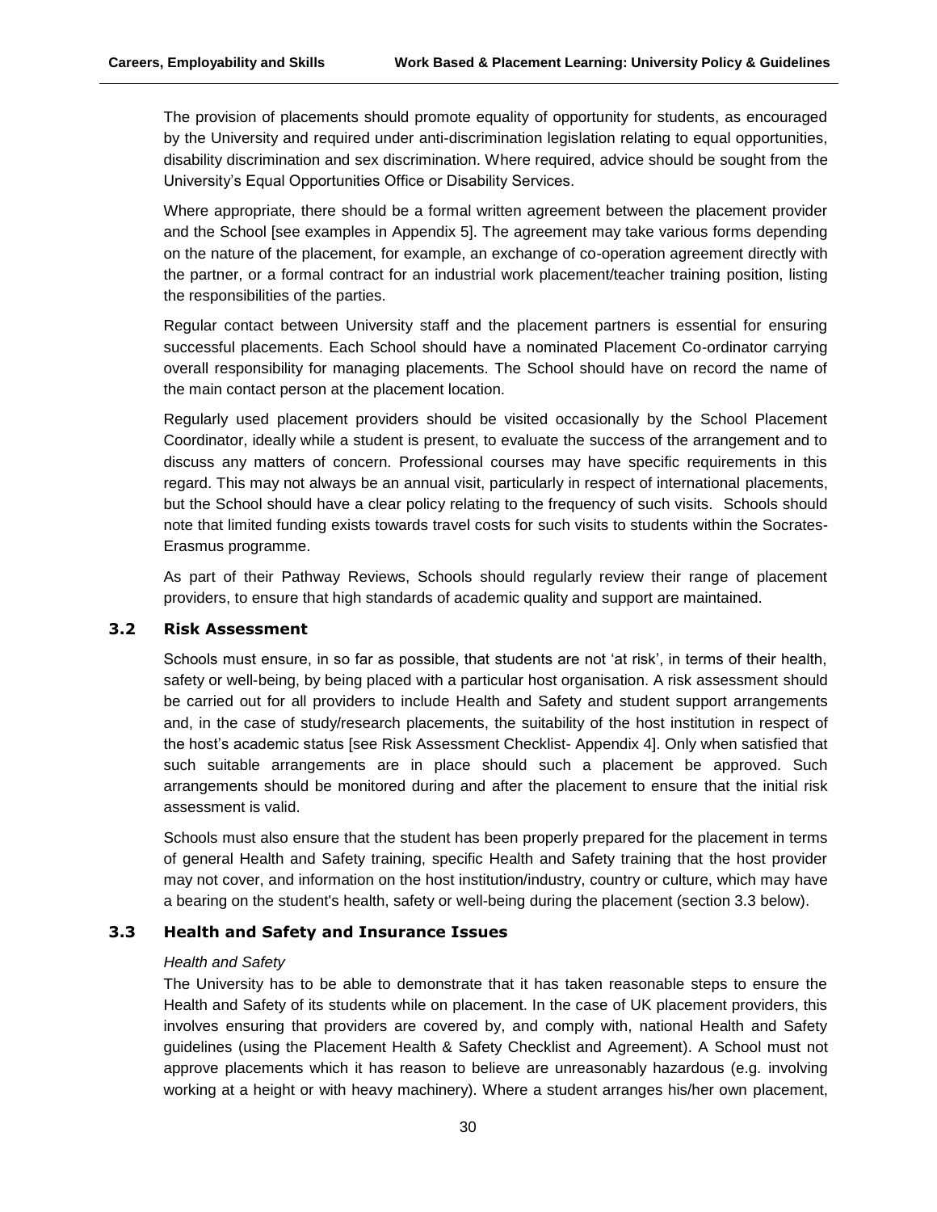The provision of placements should promote equality of opportunity for students, as encouraged by the University and required under anti-discrimination legislation relating to equal opportunities, disability discrimination and sex discrimination. Where required, advice should be sought from the University's Equal Opportunities Office or Disability Services.

Where appropriate, there should be a formal written agreement between the placement provider and the School [see examples in Appendix 5]. The agreement may take various forms depending on the nature of the placement, for example, an exchange of co-operation agreement directly with the partner, or a formal contract for an industrial work placement/teacher training position, listing the responsibilities of the parties.

Regular contact between University staff and the placement partners is essential for ensuring successful placements. Each School should have a nominated Placement Co-ordinator carrying overall responsibility for managing placements. The School should have on record the name of the main contact person at the placement location.

Regularly used placement providers should be visited occasionally by the School Placement Coordinator, ideally while a student is present, to evaluate the success of the arrangement and to discuss any matters of concern. Professional courses may have specific requirements in this regard. This may not always be an annual visit, particularly in respect of international placements, but the School should have a clear policy relating to the frequency of such visits. Schools should note that limited funding exists towards travel costs for such visits to students within the Socrates-Erasmus programme.

As part of their Pathway Reviews, Schools should regularly review their range of placement providers, to ensure that high standards of academic quality and support are maintained.

### 3.2 Risk Assessment

Schools must ensure, in so far as possible, that students are not 'at risk', in terms of their health, safety or well-being, by being placed with a particular host organisation. A risk assessment should be carried out for all providers to include Health and Safety and student support arrangements and, in the case of study/research placements, the suitability of the host institution in respect of the host's academic status [see Risk Assessment Checklist- Appendix 4]. Only when satisfied that such suitable arrangements are in place should such a placement be approved. Such arrangements should be monitored during and after the placement to ensure that the initial risk assessment is valid.

Schools must also ensure that the student has been properly prepared for the placement in terms of general Health and Safety training, specific Health and Safety training that the host provider may not cover, and information on the host institution/industry, country or culture, which may have a bearing on the student's health, safety or well-being during the placement (section 3.3 below).

### 3.3 Health and Safety and Insurance Issues

*Health and Safety*

The University has to be able to demonstrate that it has taken reasonable steps to ensure the Health and Safety of its students while on placement. In the case of UK placement providers, this involves ensuring that providers are covered by, and comply with, national Health and Safety guidelines (using the Placement Health & Safety Checklist and Agreement). A School must not approve placements which it has reason to believe are unreasonably hazardous (e.g. involving working at a height or with heavy machinery). Where a student arranges his/her own placement,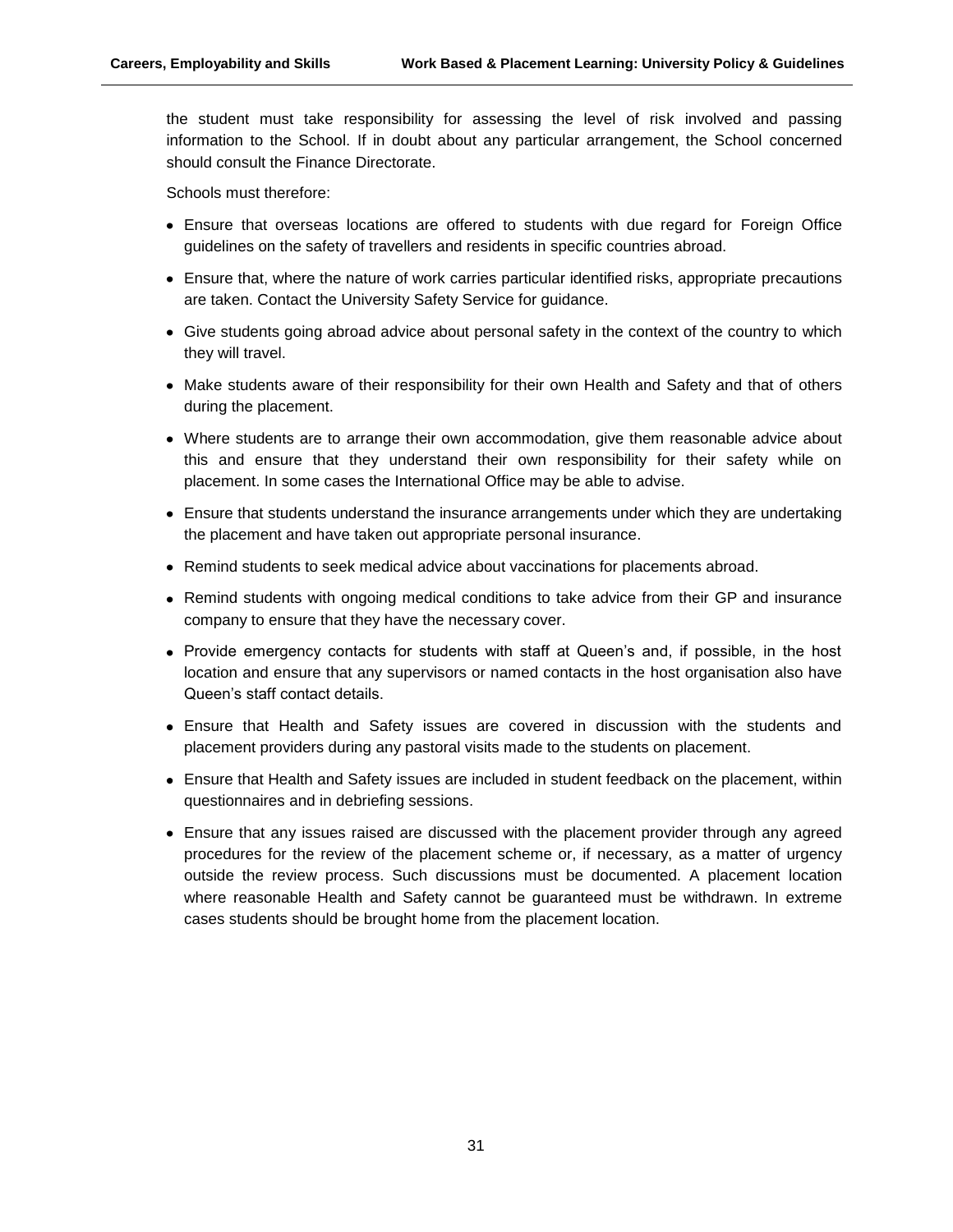the student must take responsibility for assessing the level of risk involved and passing information to the School. If in doubt about any particular arrangement, the School concerned should consult the Finance Directorate.

Schools must therefore:

- Ensure that overseas locations are offered to students with due regard for Foreign Office guidelines on the safety of travellers and residents in specific countries abroad.
- Ensure that, where the nature of work carries particular identified risks, appropriate precautions are taken. Contact the University Safety Service for guidance.
- Give students going abroad advice about personal safety in the context of the country to which they will travel.
- Make students aware of their responsibility for their own Health and Safety and that of others during the placement.
- Where students are to arrange their own accommodation, give them reasonable advice about this and ensure that they understand their own responsibility for their safety while on placement. In some cases the International Office may be able to advise.
- Ensure that students understand the insurance arrangements under which they are undertaking the placement and have taken out appropriate personal insurance.
- Remind students to seek medical advice about vaccinations for placements abroad.
- Remind students with ongoing medical conditions to take advice from their GP and insurance company to ensure that they have the necessary cover.
- Provide emergency contacts for students with staff at Queen's and, if possible, in the host location and ensure that any supervisors or named contacts in the host organisation also have Queen's staff contact details.
- Ensure that Health and Safety issues are covered in discussion with the students and placement providers during any pastoral visits made to the students on placement.
- Ensure that Health and Safety issues are included in student feedback on the placement, within questionnaires and in debriefing sessions.
- Ensure that any issues raised are discussed with the placement provider through any agreed procedures for the review of the placement scheme or, if necessary, as a matter of urgency outside the review process. Such discussions must be documented. A placement location where reasonable Health and Safety cannot be guaranteed must be withdrawn. In extreme cases students should be brought home from the placement location.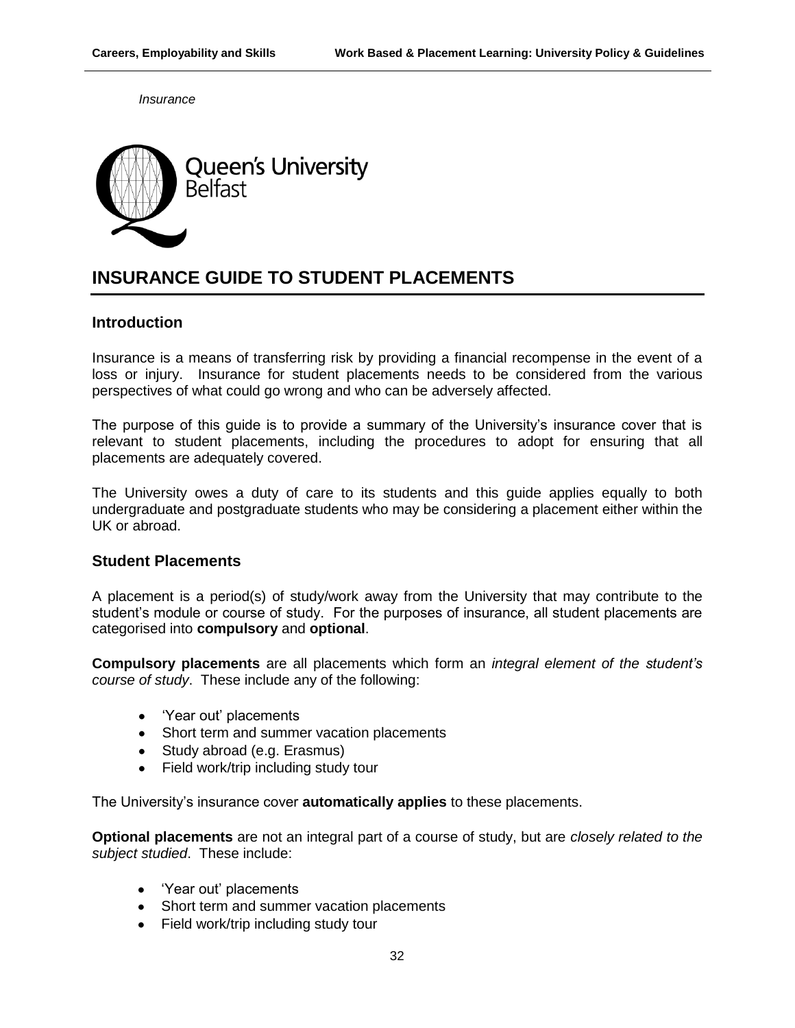*Insurance*

Queen's University Belfast

# INSURANCE GUIDE TO STUDENT PLACEMENTS

## Introduction

Insurance is a means of transferring risk by providing a financial recompense in the event of a loss or injury. Insurance for student placements needs to be considered from the various perspectives of what could go wrong and who can be adversely affected.

The purpose of this guide is to provide a summary of the University's insurance cover that is relevant to student placements, including the procedures to adopt for ensuring that all placements are adequately covered.

The University owes a duty of care to its students and this guide applies equally to both undergraduate and postgraduate students who may be considering a placement either within the UK or abroad.

## Student Placements

A placement is a period(s) of study/work away from the University that may contribute to the student's module or course of study. For the purposes of insurance, all student placements are categorised into **compulsory** and **optional**.

**Compulsory placements** are all placements which form an *integral element of the student's course of study*. These include any of the following:

- 'Year out' placements
- Short term and summer vacation placements
- Study abroad (e.g. Erasmus)
- Field work/trip including study tour

The University's insurance cover **automatically applies** to these placements.

**Optional placements** are not an integral part of a course of study, but are *closely related to the subject studied*. These include:

- 'Year out' placements
- Short term and summer vacation placements
- Field work/trip including study tour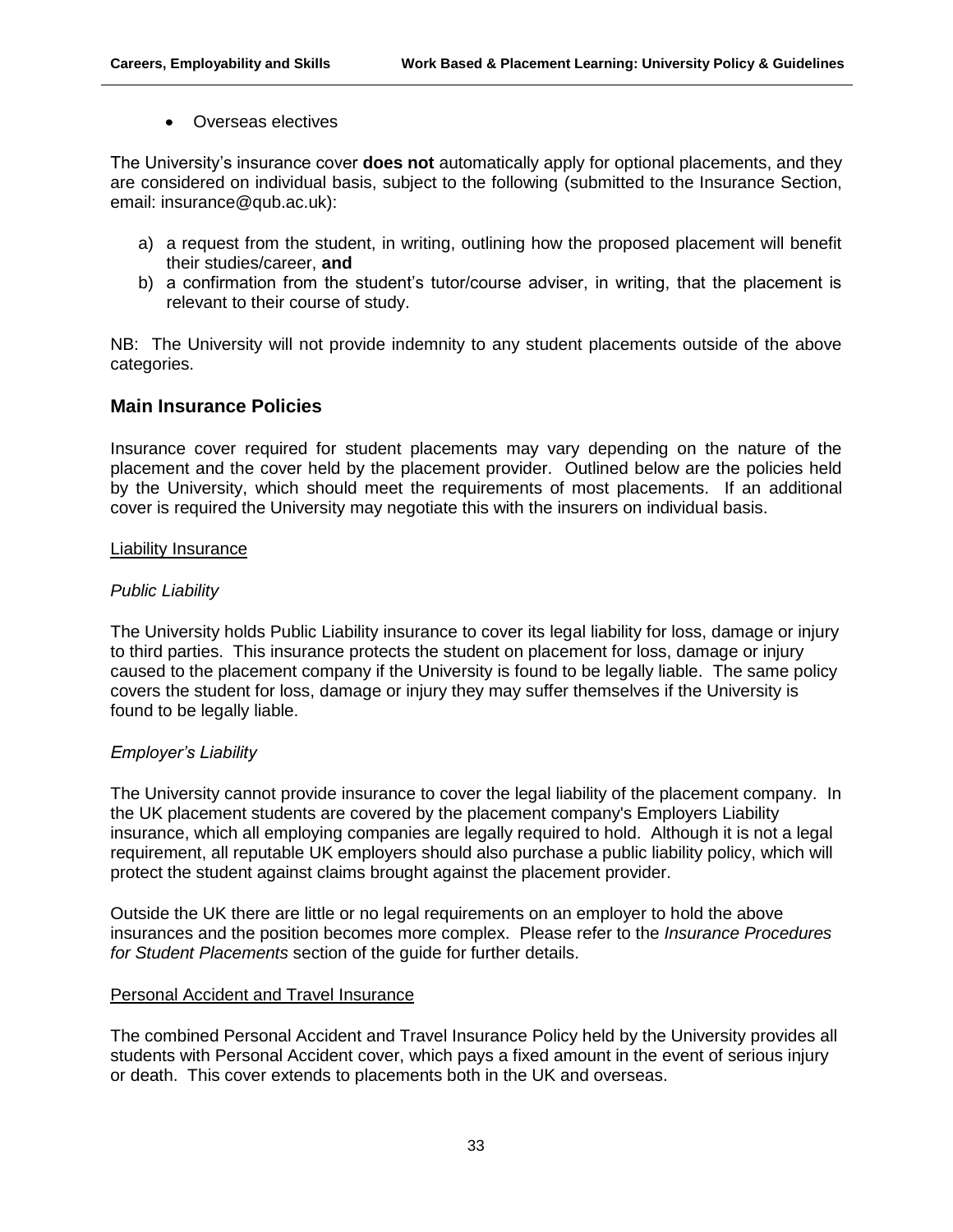- Overseas electives

The University's insurance cover **does not** automatically apply for optional placements, and they are considered on individual basis, subject to the following (submitted to the Insurance Section, email: insurance@qub.ac.uk):

a) a request from the student, in writing, outlining how the proposed placement will benefit their studies/career, **and**
b) a confirmation from the student's tutor/course adviser, in writing, that the placement is relevant to their course of study.

NB: The University will not provide indemnity to any student placements outside of the above categories.

## Main Insurance Policies

Insurance cover required for student placements may vary depending on the nature of the placement and the cover held by the placement provider. Outlined below are the policies held by the University, which should meet the requirements of most placements. If an additional cover is required the University may negotiate this with the insurers on individual basis.

<u>Liability Insurance</u>

*Public Liability*

The University holds Public Liability insurance to cover its legal liability for loss, damage or injury to third parties. This insurance protects the student on placement for loss, damage or injury caused to the placement company if the University is found to be legally liable. The same policy covers the student for loss, damage or injury they may suffer themselves if the University is found to be legally liable.

*Employer's Liability*

The University cannot provide insurance to cover the legal liability of the placement company. In the UK placement students are covered by the placement company's Employers Liability insurance, which all employing companies are legally required to hold. Although it is not a legal requirement, all reputable UK employers should also purchase a public liability policy, which will protect the student against claims brought against the placement provider.

Outside the UK there are little or no legal requirements on an employer to hold the above insurances and the position becomes more complex. Please refer to the *Insurance Procedures for Student Placements* section of the guide for further details.

<u>Personal Accident and Travel Insurance</u>

The combined Personal Accident and Travel Insurance Policy held by the University provides all students with Personal Accident cover, which pays a fixed amount in the event of serious injury or death. This cover extends to placements both in the UK and overseas.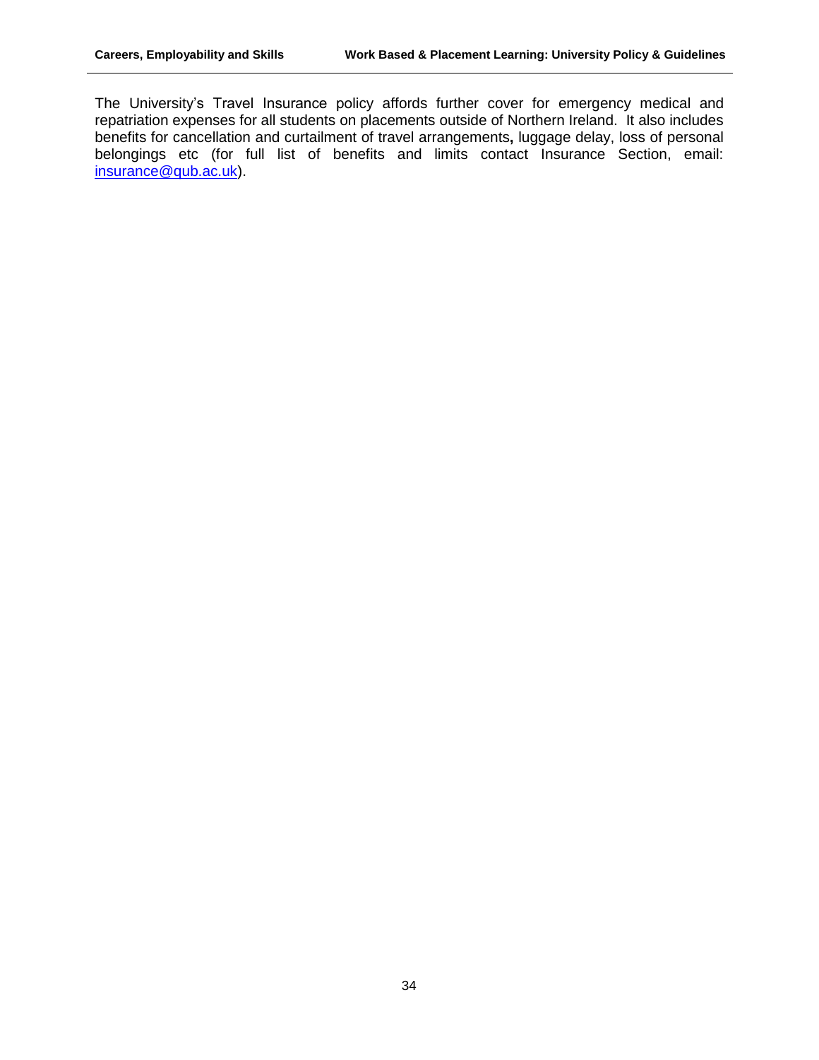The University's Travel Insurance policy affords further cover for emergency medical and repatriation expenses for all students on placements outside of Northern Ireland. It also includes benefits for cancellation and curtailment of travel arrangements**,** luggage delay, loss of personal belongings etc (for full list of benefits and limits contact Insurance Section, email: [insurance@qub.ac.uk](mailto:insurance@qub.ac.uk)).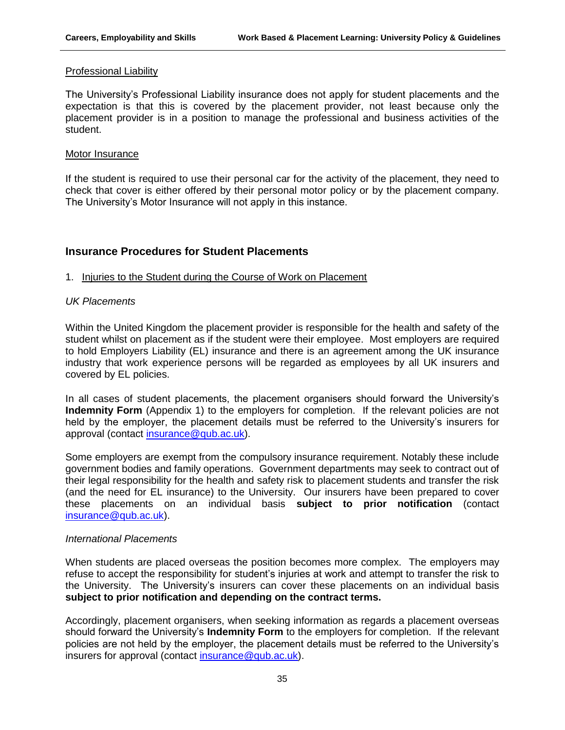Professional Liability

The University's Professional Liability insurance does not apply for student placements and the expectation is that this is covered by the placement provider, not least because only the placement provider is in a position to manage the professional and business activities of the student.

Motor Insurance

If the student is required to use their personal car for the activity of the placement, they need to check that cover is either offered by their personal motor policy or by the placement company. The University's Motor Insurance will not apply in this instance.

## Insurance Procedures for Student Placements

1. Injuries to the Student during the Course of Work on Placement

*UK Placements*

Within the United Kingdom the placement provider is responsible for the health and safety of the student whilst on placement as if the student were their employee. Most employers are required to hold Employers Liability (EL) insurance and there is an agreement among the UK insurance industry that work experience persons will be regarded as employees by all UK insurers and covered by EL policies.

In all cases of student placements, the placement organisers should forward the University's **Indemnity Form** (Appendix 1) to the employers for completion. If the relevant policies are not held by the employer, the placement details must be referred to the University's insurers for approval (contact insurance@qub.ac.uk).

Some employers are exempt from the compulsory insurance requirement. Notably these include government bodies and family operations. Government departments may seek to contract out of their legal responsibility for the health and safety risk to placement students and transfer the risk (and the need for EL insurance) to the University. Our insurers have been prepared to cover these placements on an individual basis **subject to prior notification** (contact insurance@qub.ac.uk).

*International Placements*

When students are placed overseas the position becomes more complex. The employers may refuse to accept the responsibility for student's injuries at work and attempt to transfer the risk to the University. The University's insurers can cover these placements on an individual basis **subject to prior notification and depending on the contract terms.**

Accordingly, placement organisers, when seeking information as regards a placement overseas should forward the University's **Indemnity Form** to the employers for completion. If the relevant policies are not held by the employer, the placement details must be referred to the University's insurers for approval (contact insurance@qub.ac.uk).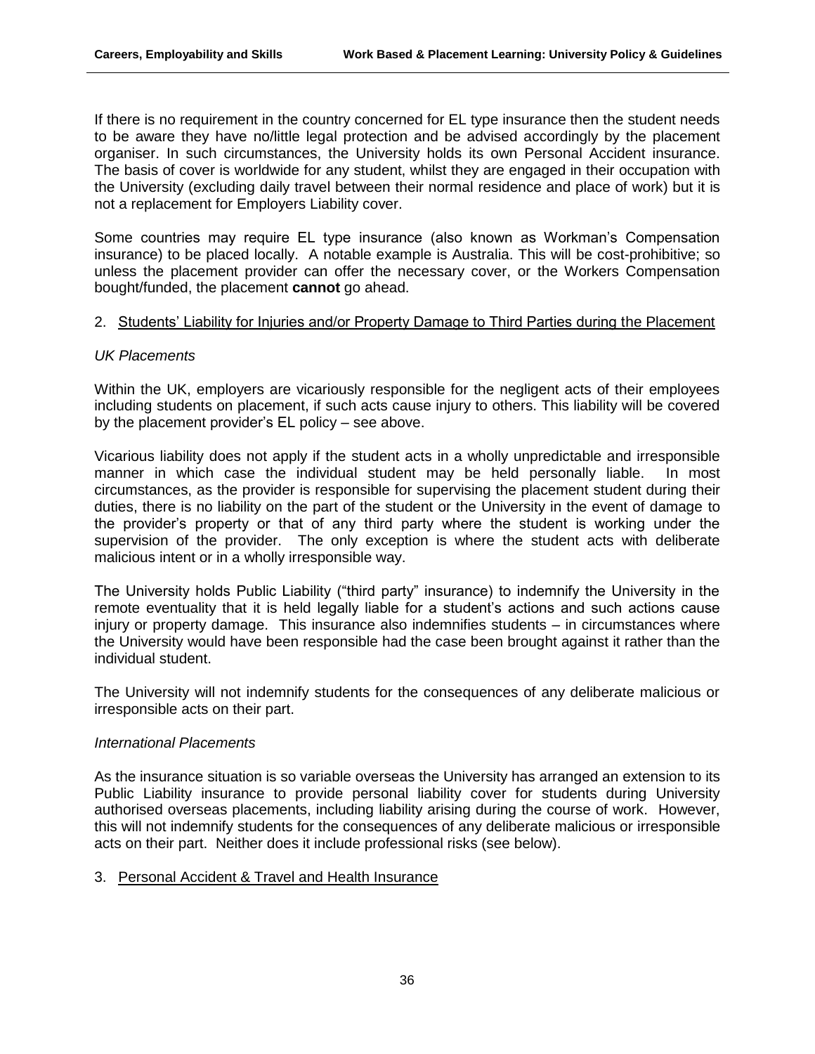If there is no requirement in the country concerned for EL type insurance then the student needs to be aware they have no/little legal protection and be advised accordingly by the placement organiser. In such circumstances, the University holds its own Personal Accident insurance. The basis of cover is worldwide for any student, whilst they are engaged in their occupation with the University (excluding daily travel between their normal residence and place of work) but it is not a replacement for Employers Liability cover.

Some countries may require EL type insurance (also known as Workman's Compensation insurance) to be placed locally. A notable example is Australia. This will be cost-prohibitive; so unless the placement provider can offer the necessary cover, or the Workers Compensation bought/funded, the placement **cannot** go ahead.

2. <u>Students' Liability for Injuries and/or Property Damage to Third Parties during the Placement</u>

*UK Placements*

Within the UK, employers are vicariously responsible for the negligent acts of their employees including students on placement, if such acts cause injury to others. This liability will be covered by the placement provider's EL policy – see above.

Vicarious liability does not apply if the student acts in a wholly unpredictable and irresponsible manner in which case the individual student may be held personally liable. In most circumstances, as the provider is responsible for supervising the placement student during their duties, there is no liability on the part of the student or the University in the event of damage to the provider's property or that of any third party where the student is working under the supervision of the provider. The only exception is where the student acts with deliberate malicious intent or in a wholly irresponsible way.

The University holds Public Liability ("third party" insurance) to indemnify the University in the remote eventuality that it is held legally liable for a student's actions and such actions cause injury or property damage. This insurance also indemnifies students – in circumstances where the University would have been responsible had the case been brought against it rather than the individual student.

The University will not indemnify students for the consequences of any deliberate malicious or irresponsible acts on their part.

*International Placements*

As the insurance situation is so variable overseas the University has arranged an extension to its Public Liability insurance to provide personal liability cover for students during University authorised overseas placements, including liability arising during the course of work. However, this will not indemnify students for the consequences of any deliberate malicious or irresponsible acts on their part. Neither does it include professional risks (see below).

3. <u>Personal Accident & Travel and Health Insurance</u>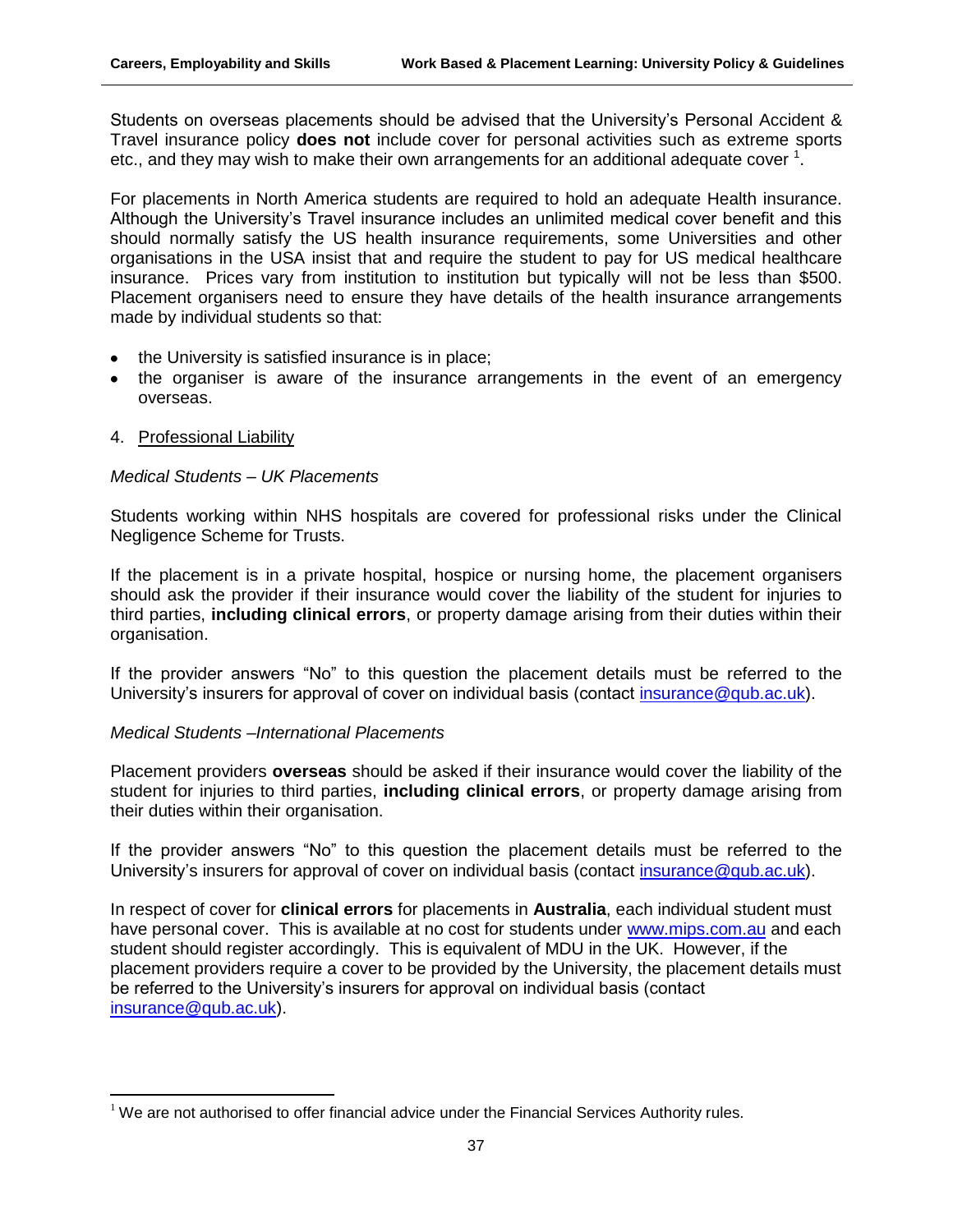Students on overseas placements should be advised that the University's Personal Accident & Travel insurance policy **does not** include cover for personal activities such as extreme sports etc., and they may wish to make their own arrangements for an additional adequate cover [1].

For placements in North America students are required to hold an adequate Health insurance. Although the University's Travel insurance includes an unlimited medical cover benefit and this should normally satisfy the US health insurance requirements, some Universities and other organisations in the USA insist that and require the student to pay for US medical healthcare insurance. Prices vary from institution to institution but typically will not be less than $500. Placement organisers need to ensure they have details of the health insurance arrangements made by individual students so that:

- the University is satisfied insurance is in place;
- the organiser is aware of the insurance arrangements in the event of an emergency overseas.

4. Professional Liability

*Medical Students – UK Placements*

Students working within NHS hospitals are covered for professional risks under the Clinical Negligence Scheme for Trusts.

If the placement is in a private hospital, hospice or nursing home, the placement organisers should ask the provider if their insurance would cover the liability of the student for injuries to third parties, **including clinical errors**, or property damage arising from their duties within their organisation.

If the provider answers "No" to this question the placement details must be referred to the University's insurers for approval of cover on individual basis (contact insurance@qub.ac.uk).

*Medical Students –International Placements*

Placement providers **overseas** should be asked if their insurance would cover the liability of the student for injuries to third parties, **including clinical errors**, or property damage arising from their duties within their organisation.

If the provider answers "No" to this question the placement details must be referred to the University's insurers for approval of cover on individual basis (contact insurance@qub.ac.uk).

In respect of cover for **clinical errors** for placements in **Australia**, each individual student must have personal cover. This is available at no cost for students under www.mips.com.au and each student should register accordingly. This is equivalent of MDU in the UK. However, if the placement providers require a cover to be provided by the University, the placement details must be referred to the University's insurers for approval on individual basis (contact insurance@qub.ac.uk).

[1] We are not authorised to offer financial advice under the Financial Services Authority rules.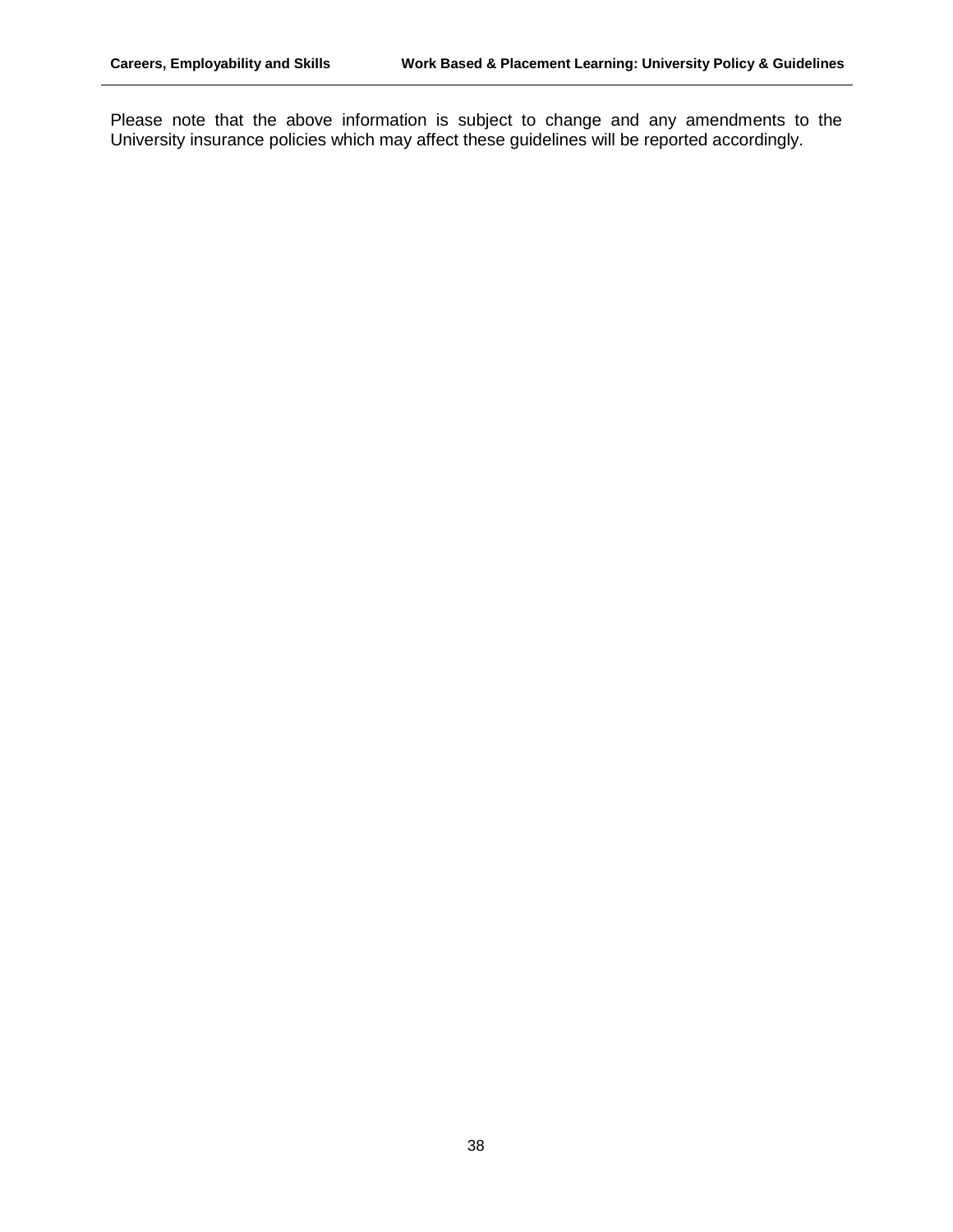Please note that the above information is subject to change and any amendments to the University insurance policies which may affect these guidelines will be reported accordingly.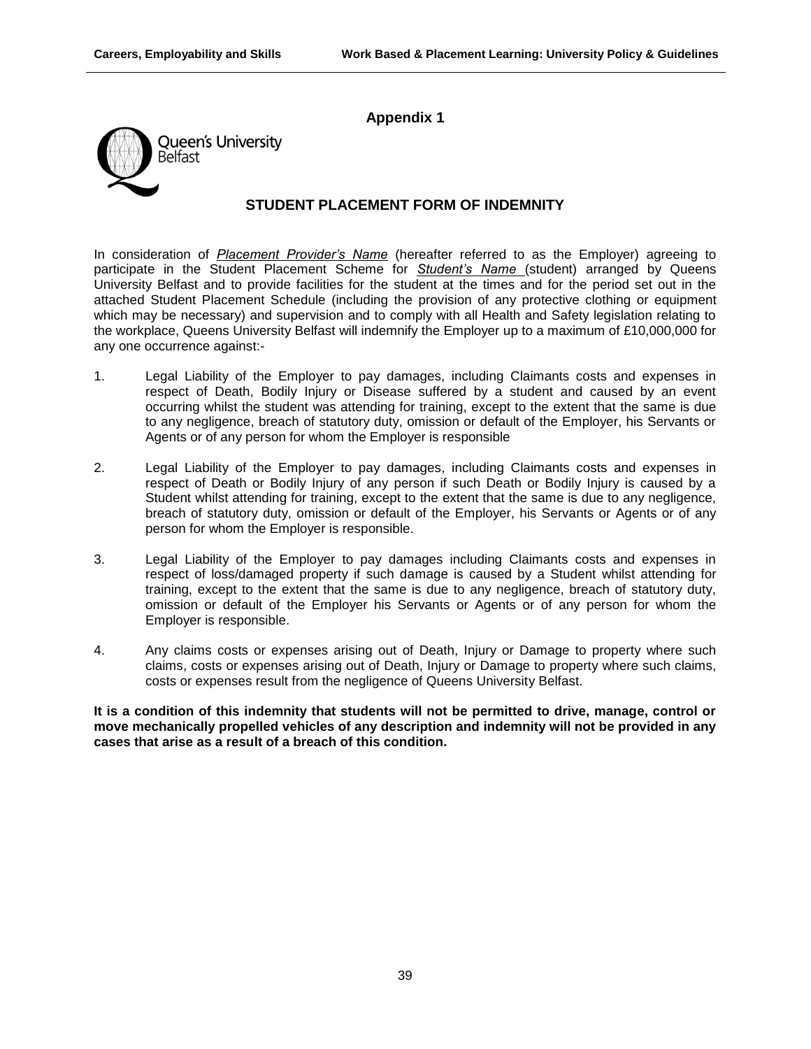**Appendix 1**

Queen's University Belfast

## STUDENT PLACEMENT FORM OF INDEMNITY

In consideration of ***Placement Provider's Name*** (hereafter referred to as the Employer) agreeing to participate in the Student Placement Scheme for ***Student's Name*** (student) arranged by Queens University Belfast and to provide facilities for the student at the times and for the period set out in the attached Student Placement Schedule (including the provision of any protective clothing or equipment which may be necessary) and supervision and to comply with all Health and Safety legislation relating to the workplace, Queens University Belfast will indemnify the Employer up to a maximum of £10,000,000 for any one occurrence against:-

1. Legal Liability of the Employer to pay damages, including Claimants costs and expenses in respect of Death, Bodily Injury or Disease suffered by a student and caused by an event occurring whilst the student was attending for training, except to the extent that the same is due to any negligence, breach of statutory duty, omission or default of the Employer, his Servants or Agents or of any person for whom the Employer is responsible

2. Legal Liability of the Employer to pay damages, including Claimants costs and expenses in respect of Death or Bodily Injury of any person if such Death or Bodily Injury is caused by a Student whilst attending for training, except to the extent that the same is due to any negligence, breach of statutory duty, omission or default of the Employer, his Servants or Agents or of any person for whom the Employer is responsible.

3. Legal Liability of the Employer to pay damages including Claimants costs and expenses in respect of loss/damaged property if such damage is caused by a Student whilst attending for training, except to the extent that the same is due to any negligence, breach of statutory duty, omission or default of the Employer his Servants or Agents or of any person for whom the Employer is responsible.

4. Any claims costs or expenses arising out of Death, Injury or Damage to property where such claims, costs or expenses arising out of Death, Injury or Damage to property where such claims, costs or expenses result from the negligence of Queens University Belfast.

**It is a condition of this indemnity that students will not be permitted to drive, manage, control or move mechanically propelled vehicles of any description and indemnity will not be provided in any cases that arise as a result of a breach of this condition.**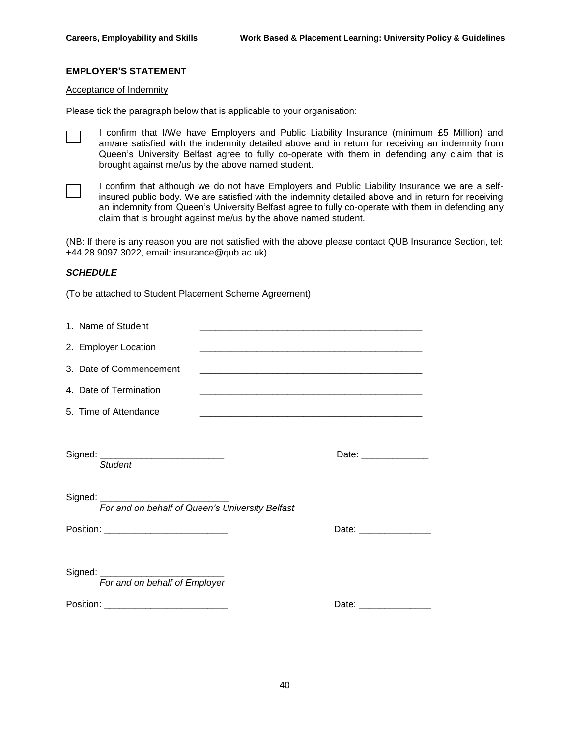**EMPLOYER'S STATEMENT**

Acceptance of Indemnity

Please tick the paragraph below that is applicable to your organisation:

☐ I confirm that I/We have Employers and Public Liability Insurance (minimum £5 Million) and am/are satisfied with the indemnity detailed above and in return for receiving an indemnity from Queen's University Belfast agree to fully co-operate with them in defending any claim that is brought against me/us by the above named student.

☐ I confirm that although we do not have Employers and Public Liability Insurance we are a self-insured public body. We are satisfied with the indemnity detailed above and in return for receiving an indemnity from Queen's University Belfast agree to fully co-operate with them in defending any claim that is brought against me/us by the above named student.

(NB: If there is any reason you are not satisfied with the above please contact QUB Insurance Section, tel: +44 28 9097 3022, email: insurance@qub.ac.uk)

***SCHEDULE***

(To be attached to Student Placement Scheme Agreement)

1. Name of Student ____________________________________________
2. Employer Location ____________________________________________
3. Date of Commencement ____________________________________________
4. Date of Termination ____________________________________________
5. Time of Attendance ____________________________________________

Signed: ________________________ Date: _____________
*Student*

Signed: _________________________
*For and on behalf of Queen's University Belfast*

Position: ________________________ Date: ______________

Signed: ________________________
*For and on behalf of Employer*

Position: ________________________ Date: ______________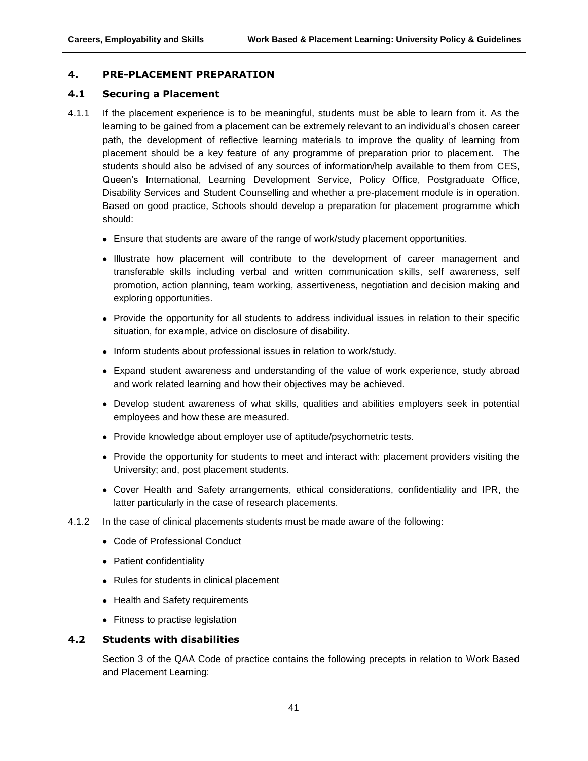## 4. PRE-PLACEMENT PREPARATION

### 4.1 Securing a Placement

4.1.1 If the placement experience is to be meaningful, students must be able to learn from it. As the learning to be gained from a placement can be extremely relevant to an individual's chosen career path, the development of reflective learning materials to improve the quality of learning from placement should be a key feature of any programme of preparation prior to placement. The students should also be advised of any sources of information/help available to them from CES, Queen's International, Learning Development Service, Policy Office, Postgraduate Office, Disability Services and Student Counselling and whether a pre-placement module is in operation. Based on good practice, Schools should develop a preparation for placement programme which should:

- Ensure that students are aware of the range of work/study placement opportunities.
- Illustrate how placement will contribute to the development of career management and transferable skills including verbal and written communication skills, self awareness, self promotion, action planning, team working, assertiveness, negotiation and decision making and exploring opportunities.
- Provide the opportunity for all students to address individual issues in relation to their specific situation, for example, advice on disclosure of disability.
- Inform students about professional issues in relation to work/study.
- Expand student awareness and understanding of the value of work experience, study abroad and work related learning and how their objectives may be achieved.
- Develop student awareness of what skills, qualities and abilities employers seek in potential employees and how these are measured.
- Provide knowledge about employer use of aptitude/psychometric tests.
- Provide the opportunity for students to meet and interact with: placement providers visiting the University; and, post placement students.
- Cover Health and Safety arrangements, ethical considerations, confidentiality and IPR, the latter particularly in the case of research placements.

4.1.2 In the case of clinical placements students must be made aware of the following:

- Code of Professional Conduct
- Patient confidentiality
- Rules for students in clinical placement
- Health and Safety requirements
- Fitness to practise legislation

### 4.2 Students with disabilities

Section 3 of the QAA Code of practice contains the following precepts in relation to Work Based and Placement Learning: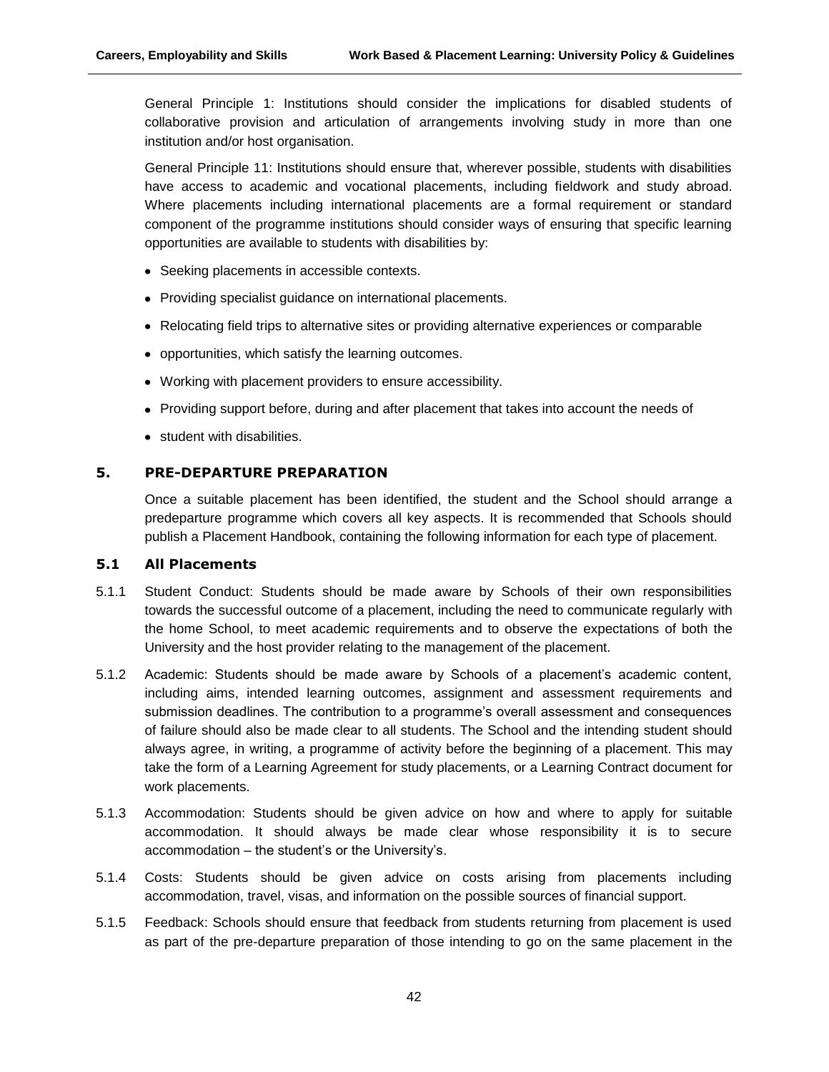General Principle 1: Institutions should consider the implications for disabled students of collaborative provision and articulation of arrangements involving study in more than one institution and/or host organisation.

General Principle 11: Institutions should ensure that, wherever possible, students with disabilities have access to academic and vocational placements, including fieldwork and study abroad. Where placements including international placements are a formal requirement or standard component of the programme institutions should consider ways of ensuring that specific learning opportunities are available to students with disabilities by:

- Seeking placements in accessible contexts.
- Providing specialist guidance on international placements.
- Relocating field trips to alternative sites or providing alternative experiences or comparable
- opportunities, which satisfy the learning outcomes.
- Working with placement providers to ensure accessibility.
- Providing support before, during and after placement that takes into account the needs of
- student with disabilities.

## 5. PRE-DEPARTURE PREPARATION

Once a suitable placement has been identified, the student and the School should arrange a predeparture programme which covers all key aspects. It is recommended that Schools should publish a Placement Handbook, containing the following information for each type of placement.

### 5.1 All Placements

5.1.1 Student Conduct: Students should be made aware by Schools of their own responsibilities towards the successful outcome of a placement, including the need to communicate regularly with the home School, to meet academic requirements and to observe the expectations of both the University and the host provider relating to the management of the placement.

5.1.2 Academic: Students should be made aware by Schools of a placement's academic content, including aims, intended learning outcomes, assignment and assessment requirements and submission deadlines. The contribution to a programme's overall assessment and consequences of failure should also be made clear to all students. The School and the intending student should always agree, in writing, a programme of activity before the beginning of a placement. This may take the form of a Learning Agreement for study placements, or a Learning Contract document for work placements.

5.1.3 Accommodation: Students should be given advice on how and where to apply for suitable accommodation. It should always be made clear whose responsibility it is to secure accommodation – the student's or the University's.

5.1.4 Costs: Students should be given advice on costs arising from placements including accommodation, travel, visas, and information on the possible sources of financial support.

5.1.5 Feedback: Schools should ensure that feedback from students returning from placement is used as part of the pre-departure preparation of those intending to go on the same placement in the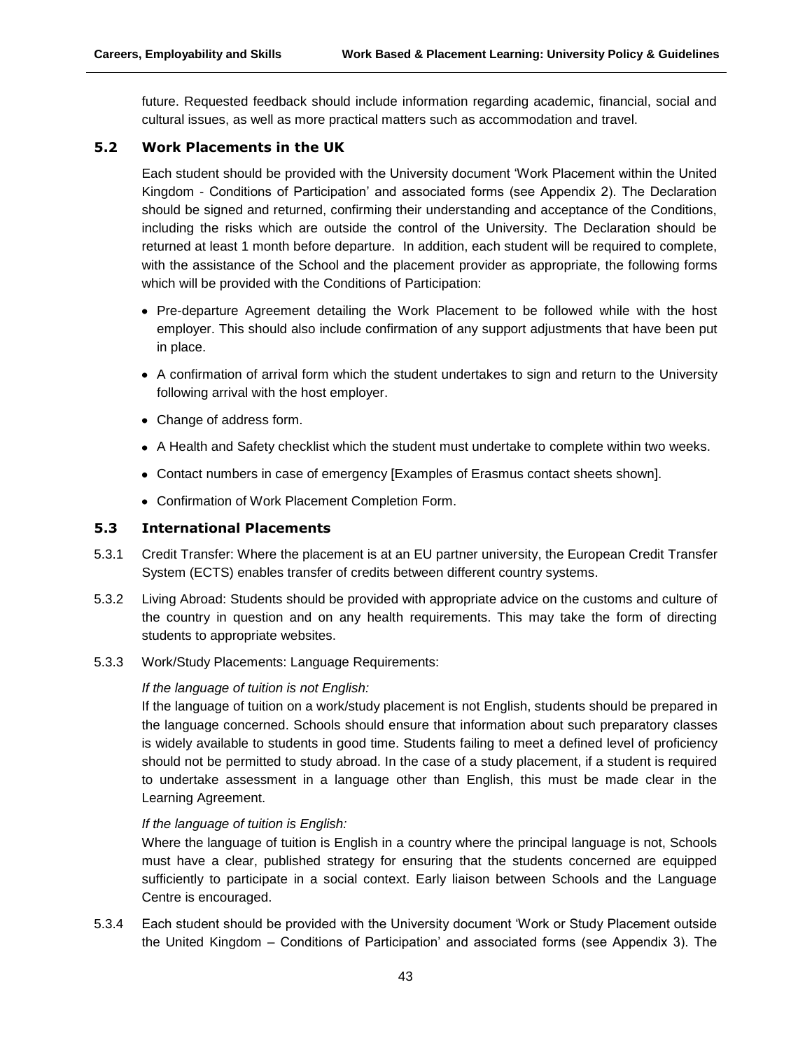future. Requested feedback should include information regarding academic, financial, social and cultural issues, as well as more practical matters such as accommodation and travel.

### 5.2 Work Placements in the UK

Each student should be provided with the University document 'Work Placement within the United Kingdom - Conditions of Participation' and associated forms (see Appendix 2). The Declaration should be signed and returned, confirming their understanding and acceptance of the Conditions, including the risks which are outside the control of the University. The Declaration should be returned at least 1 month before departure. In addition, each student will be required to complete, with the assistance of the School and the placement provider as appropriate, the following forms which will be provided with the Conditions of Participation:

- Pre-departure Agreement detailing the Work Placement to be followed while with the host employer. This should also include confirmation of any support adjustments that have been put in place.
- A confirmation of arrival form which the student undertakes to sign and return to the University following arrival with the host employer.
- Change of address form.
- A Health and Safety checklist which the student must undertake to complete within two weeks.
- Contact numbers in case of emergency [Examples of Erasmus contact sheets shown].
- Confirmation of Work Placement Completion Form.

### 5.3 International Placements

5.3.1 Credit Transfer: Where the placement is at an EU partner university, the European Credit Transfer System (ECTS) enables transfer of credits between different country systems.

5.3.2 Living Abroad: Students should be provided with appropriate advice on the customs and culture of the country in question and on any health requirements. This may take the form of directing students to appropriate websites.

5.3.3 Work/Study Placements: Language Requirements:

*If the language of tuition is not English:*
If the language of tuition on a work/study placement is not English, students should be prepared in the language concerned. Schools should ensure that information about such preparatory classes is widely available to students in good time. Students failing to meet a defined level of proficiency should not be permitted to study abroad. In the case of a study placement, if a student is required to undertake assessment in a language other than English, this must be made clear in the Learning Agreement.

*If the language of tuition is English:*
Where the language of tuition is English in a country where the principal language is not, Schools must have a clear, published strategy for ensuring that the students concerned are equipped sufficiently to participate in a social context. Early liaison between Schools and the Language Centre is encouraged.

5.3.4 Each student should be provided with the University document 'Work or Study Placement outside the United Kingdom – Conditions of Participation' and associated forms (see Appendix 3). The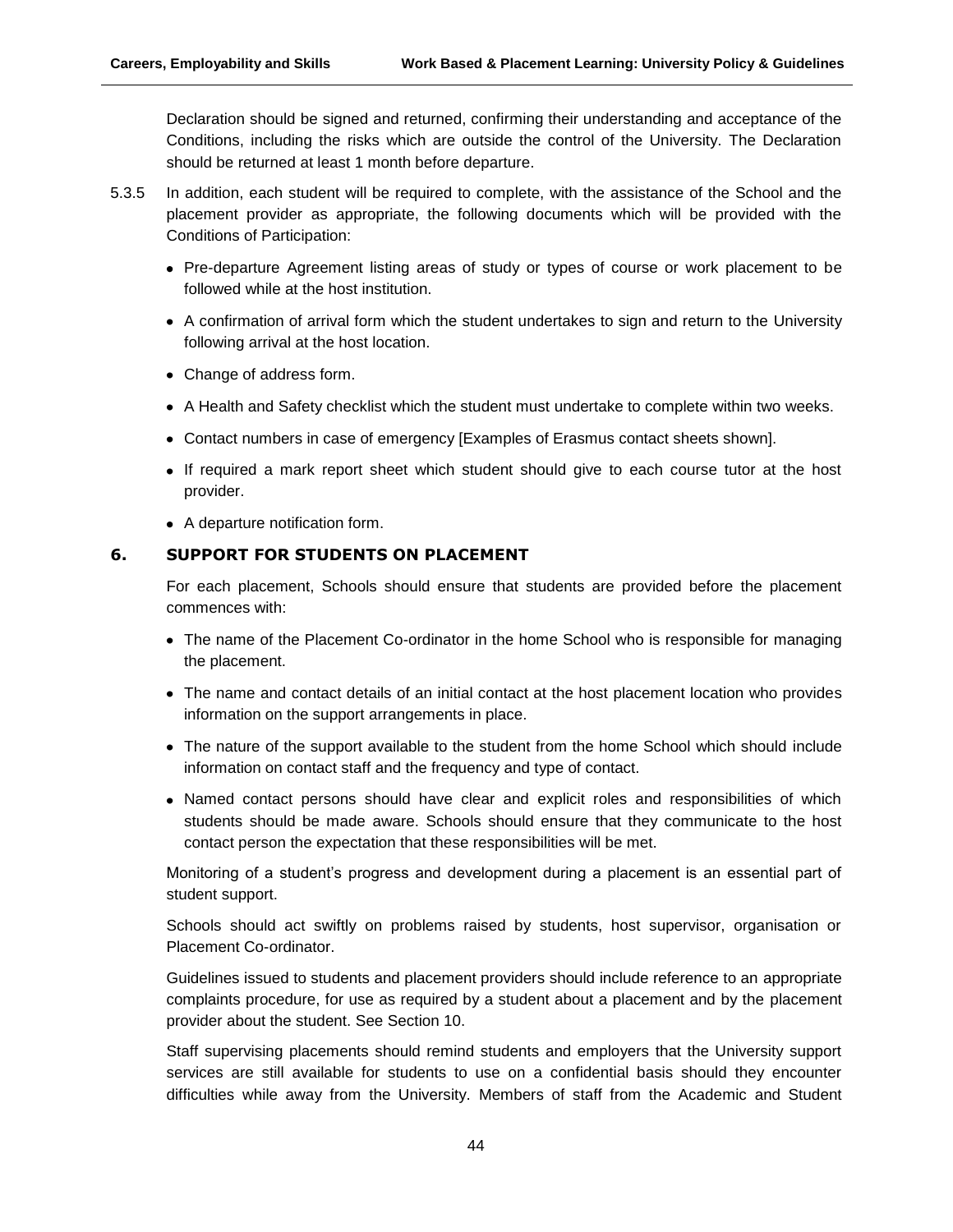Declaration should be signed and returned, confirming their understanding and acceptance of the Conditions, including the risks which are outside the control of the University. The Declaration should be returned at least 1 month before departure.

5.3.5 In addition, each student will be required to complete, with the assistance of the School and the placement provider as appropriate, the following documents which will be provided with the Conditions of Participation:

- Pre-departure Agreement listing areas of study or types of course or work placement to be followed while at the host institution.
- A confirmation of arrival form which the student undertakes to sign and return to the University following arrival at the host location.
- Change of address form.
- A Health and Safety checklist which the student must undertake to complete within two weeks.
- Contact numbers in case of emergency [Examples of Erasmus contact sheets shown].
- If required a mark report sheet which student should give to each course tutor at the host provider.
- A departure notification form.

## 6. SUPPORT FOR STUDENTS ON PLACEMENT

For each placement, Schools should ensure that students are provided before the placement commences with:

- The name of the Placement Co-ordinator in the home School who is responsible for managing the placement.
- The name and contact details of an initial contact at the host placement location who provides information on the support arrangements in place.
- The nature of the support available to the student from the home School which should include information on contact staff and the frequency and type of contact.
- Named contact persons should have clear and explicit roles and responsibilities of which students should be made aware. Schools should ensure that they communicate to the host contact person the expectation that these responsibilities will be met.

Monitoring of a student's progress and development during a placement is an essential part of student support.

Schools should act swiftly on problems raised by students, host supervisor, organisation or Placement Co-ordinator.

Guidelines issued to students and placement providers should include reference to an appropriate complaints procedure, for use as required by a student about a placement and by the placement provider about the student. See Section 10.

Staff supervising placements should remind students and employers that the University support services are still available for students to use on a confidential basis should they encounter difficulties while away from the University. Members of staff from the Academic and Student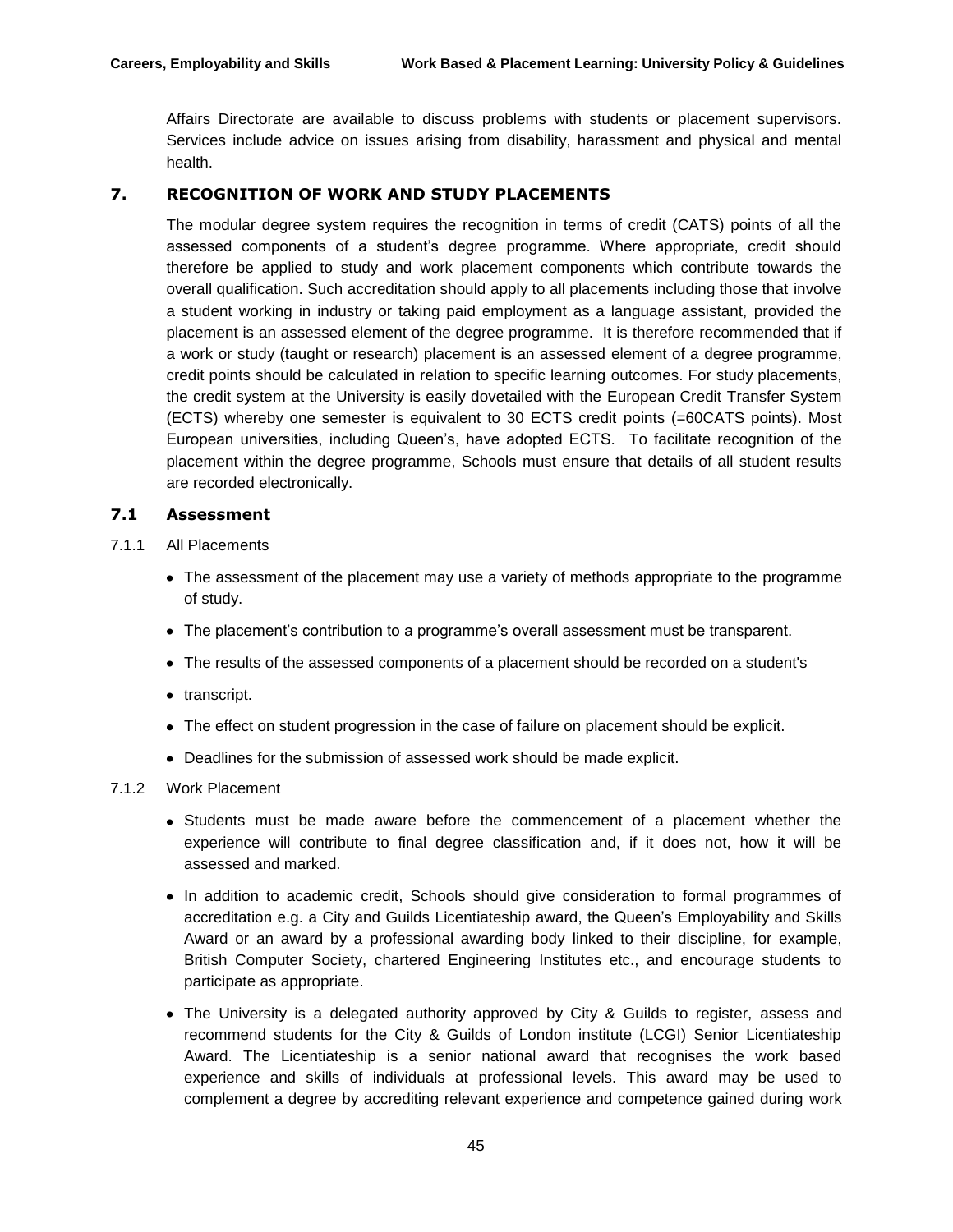Affairs Directorate are available to discuss problems with students or placement supervisors. Services include advice on issues arising from disability, harassment and physical and mental health.

## 7. RECOGNITION OF WORK AND STUDY PLACEMENTS

The modular degree system requires the recognition in terms of credit (CATS) points of all the assessed components of a student's degree programme. Where appropriate, credit should therefore be applied to study and work placement components which contribute towards the overall qualification. Such accreditation should apply to all placements including those that involve a student working in industry or taking paid employment as a language assistant, provided the placement is an assessed element of the degree programme. It is therefore recommended that if a work or study (taught or research) placement is an assessed element of a degree programme, credit points should be calculated in relation to specific learning outcomes. For study placements, the credit system at the University is easily dovetailed with the European Credit Transfer System (ECTS) whereby one semester is equivalent to 30 ECTS credit points (=60CATS points). Most European universities, including Queen's, have adopted ECTS. To facilitate recognition of the placement within the degree programme, Schools must ensure that details of all student results are recorded electronically.

### 7.1 Assessment

7.1.1 All Placements

- The assessment of the placement may use a variety of methods appropriate to the programme of study.
- The placement's contribution to a programme's overall assessment must be transparent.
- The results of the assessed components of a placement should be recorded on a student's
- transcript.
- The effect on student progression in the case of failure on placement should be explicit.
- Deadlines for the submission of assessed work should be made explicit.

7.1.2 Work Placement

- Students must be made aware before the commencement of a placement whether the experience will contribute to final degree classification and, if it does not, how it will be assessed and marked.
- In addition to academic credit, Schools should give consideration to formal programmes of accreditation e.g. a City and Guilds Licentiateship award, the Queen's Employability and Skills Award or an award by a professional awarding body linked to their discipline, for example, British Computer Society, chartered Engineering Institutes etc., and encourage students to participate as appropriate.
- The University is a delegated authority approved by City & Guilds to register, assess and recommend students for the City & Guilds of London institute (LCGI) Senior Licentiateship Award. The Licentiateship is a senior national award that recognises the work based experience and skills of individuals at professional levels. This award may be used to complement a degree by accrediting relevant experience and competence gained during work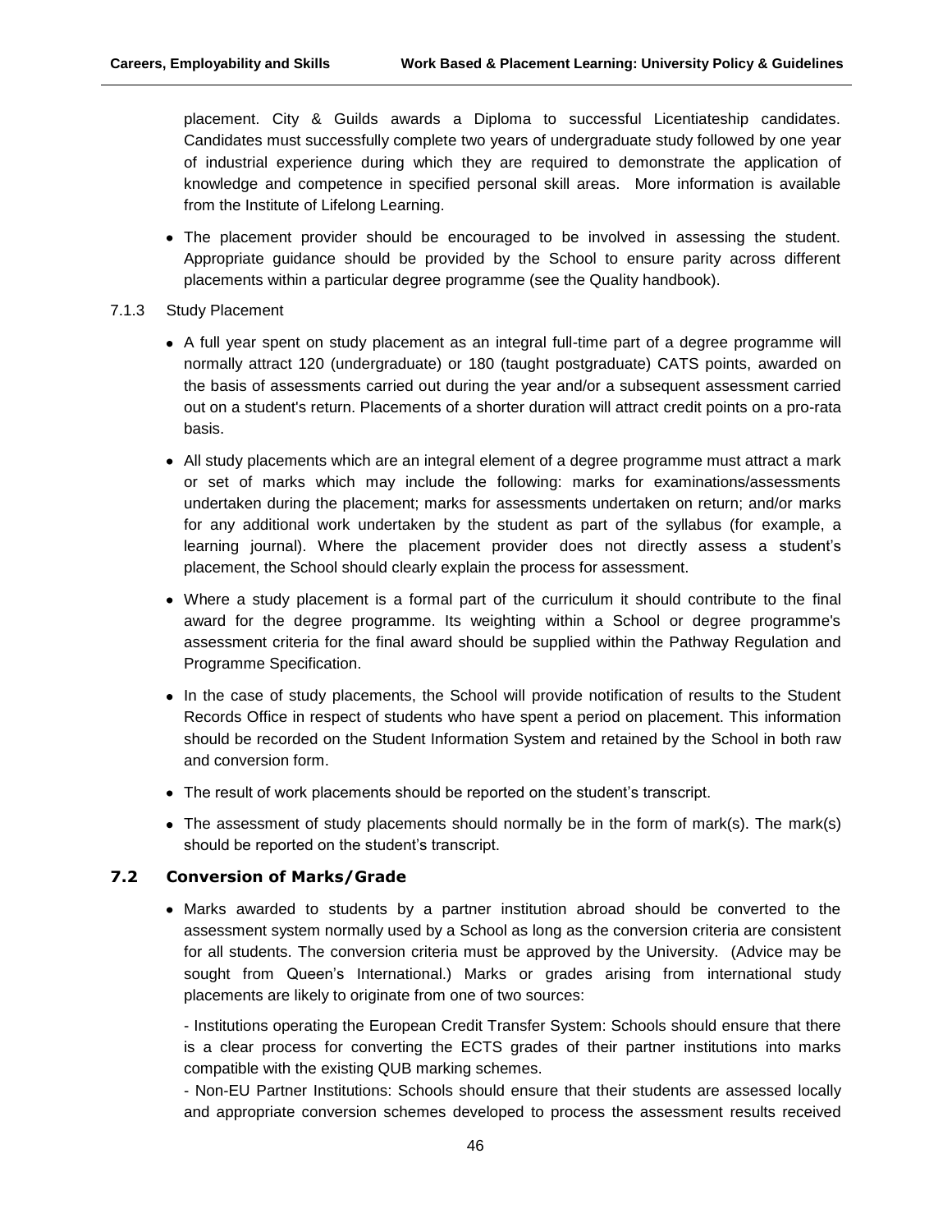placement. City & Guilds awards a Diploma to successful Licentiateship candidates. Candidates must successfully complete two years of undergraduate study followed by one year of industrial experience during which they are required to demonstrate the application of knowledge and competence in specified personal skill areas. More information is available from the Institute of Lifelong Learning.

- The placement provider should be encouraged to be involved in assessing the student. Appropriate guidance should be provided by the School to ensure parity across different placements within a particular degree programme (see the Quality handbook).

7.1.3 Study Placement

- A full year spent on study placement as an integral full-time part of a degree programme will normally attract 120 (undergraduate) or 180 (taught postgraduate) CATS points, awarded on the basis of assessments carried out during the year and/or a subsequent assessment carried out on a student's return. Placements of a shorter duration will attract credit points on a pro-rata basis.
- All study placements which are an integral element of a degree programme must attract a mark or set of marks which may include the following: marks for examinations/assessments undertaken during the placement; marks for assessments undertaken on return; and/or marks for any additional work undertaken by the student as part of the syllabus (for example, a learning journal). Where the placement provider does not directly assess a student's placement, the School should clearly explain the process for assessment.
- Where a study placement is a formal part of the curriculum it should contribute to the final award for the degree programme. Its weighting within a School or degree programme's assessment criteria for the final award should be supplied within the Pathway Regulation and Programme Specification.
- In the case of study placements, the School will provide notification of results to the Student Records Office in respect of students who have spent a period on placement. This information should be recorded on the Student Information System and retained by the School in both raw and conversion form.
- The result of work placements should be reported on the student's transcript.
- The assessment of study placements should normally be in the form of mark(s). The mark(s) should be reported on the student's transcript.

## 7.2 Conversion of Marks/Grade

- Marks awarded to students by a partner institution abroad should be converted to the assessment system normally used by a School as long as the conversion criteria are consistent for all students. The conversion criteria must be approved by the University. (Advice may be sought from Queen's International.) Marks or grades arising from international study placements are likely to originate from one of two sources:

  - Institutions operating the European Credit Transfer System: Schools should ensure that there is a clear process for converting the ECTS grades of their partner institutions into marks compatible with the existing QUB marking schemes.
  - Non-EU Partner Institutions: Schools should ensure that their students are assessed locally and appropriate conversion schemes developed to process the assessment results received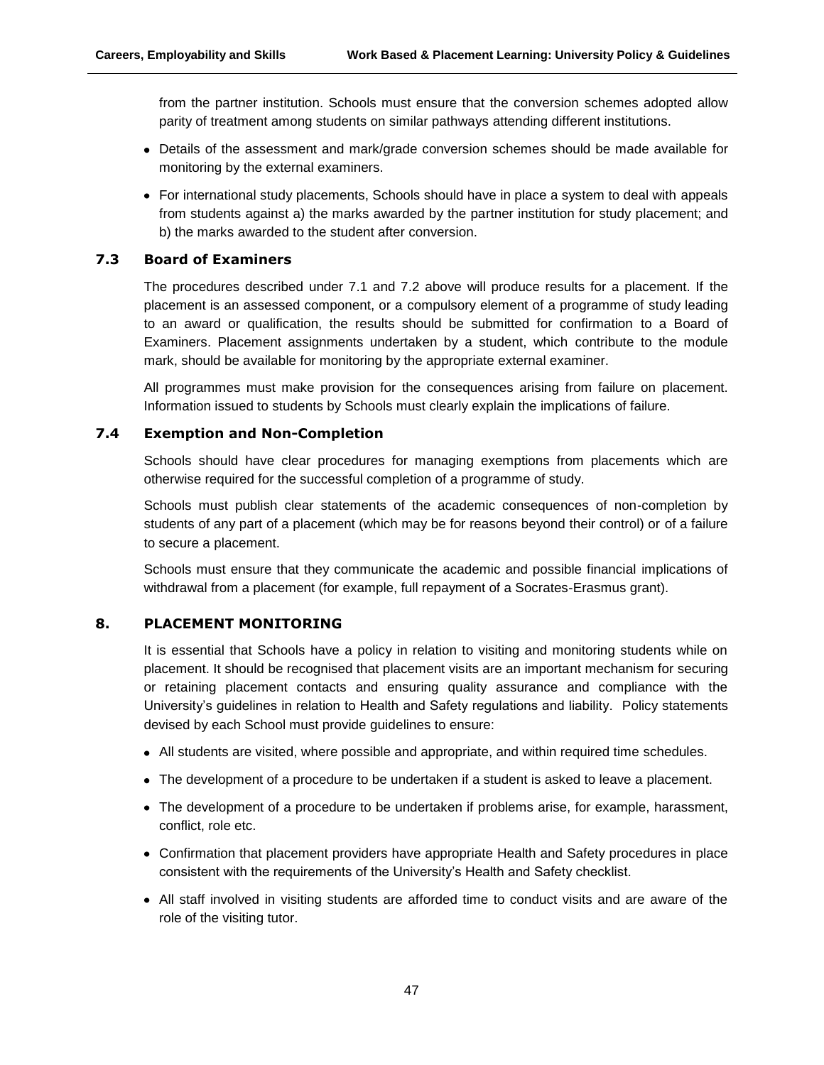from the partner institution. Schools must ensure that the conversion schemes adopted allow parity of treatment among students on similar pathways attending different institutions.

- Details of the assessment and mark/grade conversion schemes should be made available for monitoring by the external examiners.
- For international study placements, Schools should have in place a system to deal with appeals from students against a) the marks awarded by the partner institution for study placement; and b) the marks awarded to the student after conversion.

### 7.3 Board of Examiners

The procedures described under 7.1 and 7.2 above will produce results for a placement. If the placement is an assessed component, or a compulsory element of a programme of study leading to an award or qualification, the results should be submitted for confirmation to a Board of Examiners. Placement assignments undertaken by a student, which contribute to the module mark, should be available for monitoring by the appropriate external examiner.

All programmes must make provision for the consequences arising from failure on placement. Information issued to students by Schools must clearly explain the implications of failure.

### 7.4 Exemption and Non-Completion

Schools should have clear procedures for managing exemptions from placements which are otherwise required for the successful completion of a programme of study.

Schools must publish clear statements of the academic consequences of non-completion by students of any part of a placement (which may be for reasons beyond their control) or of a failure to secure a placement.

Schools must ensure that they communicate the academic and possible financial implications of withdrawal from a placement (for example, full repayment of a Socrates-Erasmus grant).

## 8. PLACEMENT MONITORING

It is essential that Schools have a policy in relation to visiting and monitoring students while on placement. It should be recognised that placement visits are an important mechanism for securing or retaining placement contacts and ensuring quality assurance and compliance with the University's guidelines in relation to Health and Safety regulations and liability. Policy statements devised by each School must provide guidelines to ensure:

- All students are visited, where possible and appropriate, and within required time schedules.
- The development of a procedure to be undertaken if a student is asked to leave a placement.
- The development of a procedure to be undertaken if problems arise, for example, harassment, conflict, role etc.
- Confirmation that placement providers have appropriate Health and Safety procedures in place consistent with the requirements of the University's Health and Safety checklist.
- All staff involved in visiting students are afforded time to conduct visits and are aware of the role of the visiting tutor.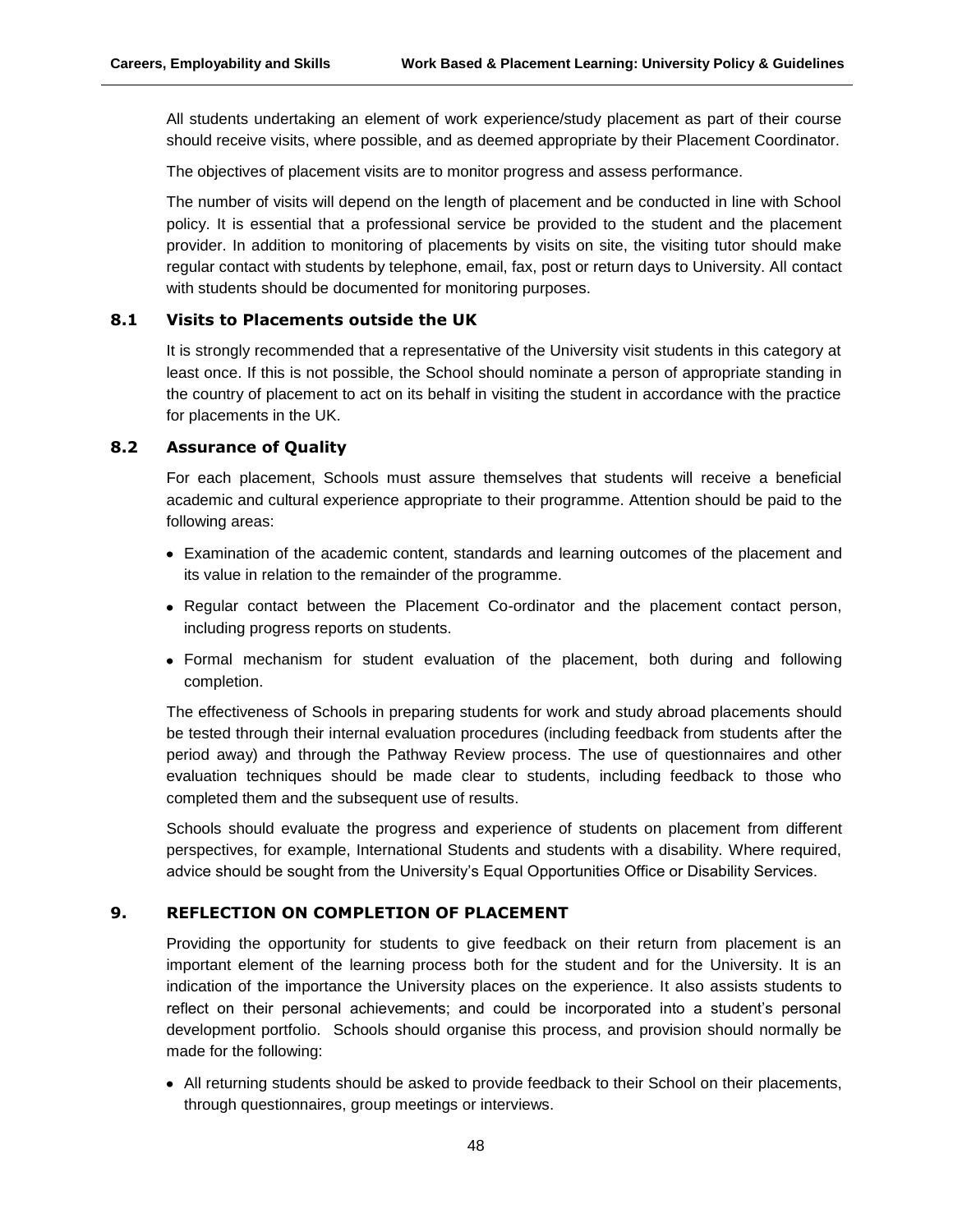All students undertaking an element of work experience/study placement as part of their course should receive visits, where possible, and as deemed appropriate by their Placement Coordinator.

The objectives of placement visits are to monitor progress and assess performance.

The number of visits will depend on the length of placement and be conducted in line with School policy. It is essential that a professional service be provided to the student and the placement provider. In addition to monitoring of placements by visits on site, the visiting tutor should make regular contact with students by telephone, email, fax, post or return days to University. All contact with students should be documented for monitoring purposes.

### 8.1 Visits to Placements outside the UK

It is strongly recommended that a representative of the University visit students in this category at least once. If this is not possible, the School should nominate a person of appropriate standing in the country of placement to act on its behalf in visiting the student in accordance with the practice for placements in the UK.

### 8.2 Assurance of Quality

For each placement, Schools must assure themselves that students will receive a beneficial academic and cultural experience appropriate to their programme. Attention should be paid to the following areas:

- Examination of the academic content, standards and learning outcomes of the placement and its value in relation to the remainder of the programme.
- Regular contact between the Placement Co-ordinator and the placement contact person, including progress reports on students.
- Formal mechanism for student evaluation of the placement, both during and following completion.

The effectiveness of Schools in preparing students for work and study abroad placements should be tested through their internal evaluation procedures (including feedback from students after the period away) and through the Pathway Review process. The use of questionnaires and other evaluation techniques should be made clear to students, including feedback to those who completed them and the subsequent use of results.

Schools should evaluate the progress and experience of students on placement from different perspectives, for example, International Students and students with a disability. Where required, advice should be sought from the University's Equal Opportunities Office or Disability Services.

## 9. REFLECTION ON COMPLETION OF PLACEMENT

Providing the opportunity for students to give feedback on their return from placement is an important element of the learning process both for the student and for the University. It is an indication of the importance the University places on the experience. It also assists students to reflect on their personal achievements; and could be incorporated into a student's personal development portfolio. Schools should organise this process, and provision should normally be made for the following:

- All returning students should be asked to provide feedback to their School on their placements, through questionnaires, group meetings or interviews.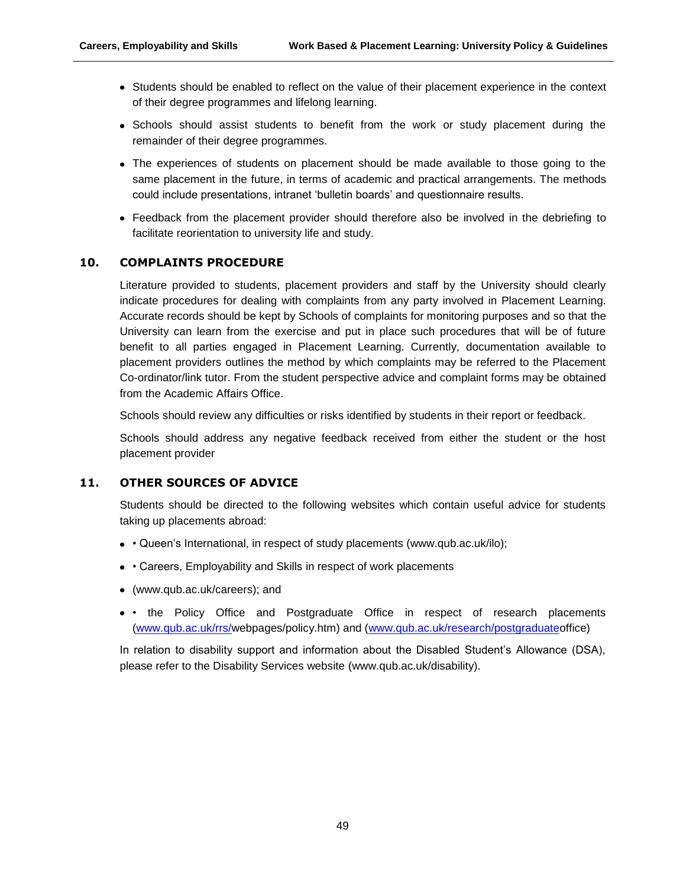- Students should be enabled to reflect on the value of their placement experience in the context of their degree programmes and lifelong learning.
- Schools should assist students to benefit from the work or study placement during the remainder of their degree programmes.
- The experiences of students on placement should be made available to those going to the same placement in the future, in terms of academic and practical arrangements. The methods could include presentations, intranet 'bulletin boards' and questionnaire results.
- Feedback from the placement provider should therefore also be involved in the debriefing to facilitate reorientation to university life and study.

## 10. COMPLAINTS PROCEDURE

Literature provided to students, placement providers and staff by the University should clearly indicate procedures for dealing with complaints from any party involved in Placement Learning. Accurate records should be kept by Schools of complaints for monitoring purposes and so that the University can learn from the exercise and put in place such procedures that will be of future benefit to all parties engaged in Placement Learning. Currently, documentation available to placement providers outlines the method by which complaints may be referred to the Placement Co-ordinator/link tutor. From the student perspective advice and complaint forms may be obtained from the Academic Affairs Office.

Schools should review any difficulties or risks identified by students in their report or feedback.

Schools should address any negative feedback received from either the student or the host placement provider

## 11. OTHER SOURCES OF ADVICE

Students should be directed to the following websites which contain useful advice for students taking up placements abroad:

- • Queen's International, in respect of study placements (www.qub.ac.uk/ilo);
- • Careers, Employability and Skills in respect of work placements
- (www.qub.ac.uk/careers); and
- • the Policy Office and Postgraduate Office in respect of research placements (www.qub.ac.uk/rrs/webpages/policy.htm) and (www.qub.ac.uk/research/postgraduateoffice)

In relation to disability support and information about the Disabled Student's Allowance (DSA), please refer to the Disability Services website (www.qub.ac.uk/disability).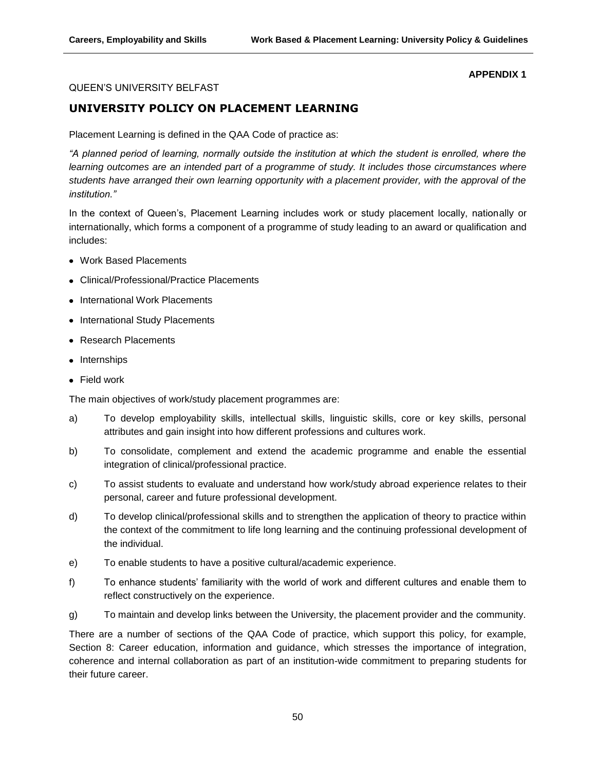**APPENDIX 1**

QUEEN'S UNIVERSITY BELFAST

## UNIVERSITY POLICY ON PLACEMENT LEARNING

Placement Learning is defined in the QAA Code of practice as:

*"A planned period of learning, normally outside the institution at which the student is enrolled, where the learning outcomes are an intended part of a programme of study. It includes those circumstances where students have arranged their own learning opportunity with a placement provider, with the approval of the institution."*

In the context of Queen's, Placement Learning includes work or study placement locally, nationally or internationally, which forms a component of a programme of study leading to an award or qualification and includes:

- Work Based Placements
- Clinical/Professional/Practice Placements
- International Work Placements
- International Study Placements
- Research Placements
- Internships
- Field work

The main objectives of work/study placement programmes are:

a) To develop employability skills, intellectual skills, linguistic skills, core or key skills, personal attributes and gain insight into how different professions and cultures work.

b) To consolidate, complement and extend the academic programme and enable the essential integration of clinical/professional practice.

c) To assist students to evaluate and understand how work/study abroad experience relates to their personal, career and future professional development.

d) To develop clinical/professional skills and to strengthen the application of theory to practice within the context of the commitment to life long learning and the continuing professional development of the individual.

e) To enable students to have a positive cultural/academic experience.

f) To enhance students' familiarity with the world of work and different cultures and enable them to reflect constructively on the experience.

g) To maintain and develop links between the University, the placement provider and the community.

There are a number of sections of the QAA Code of practice, which support this policy, for example, Section 8: Career education, information and guidance, which stresses the importance of integration, coherence and internal collaboration as part of an institution-wide commitment to preparing students for their future career.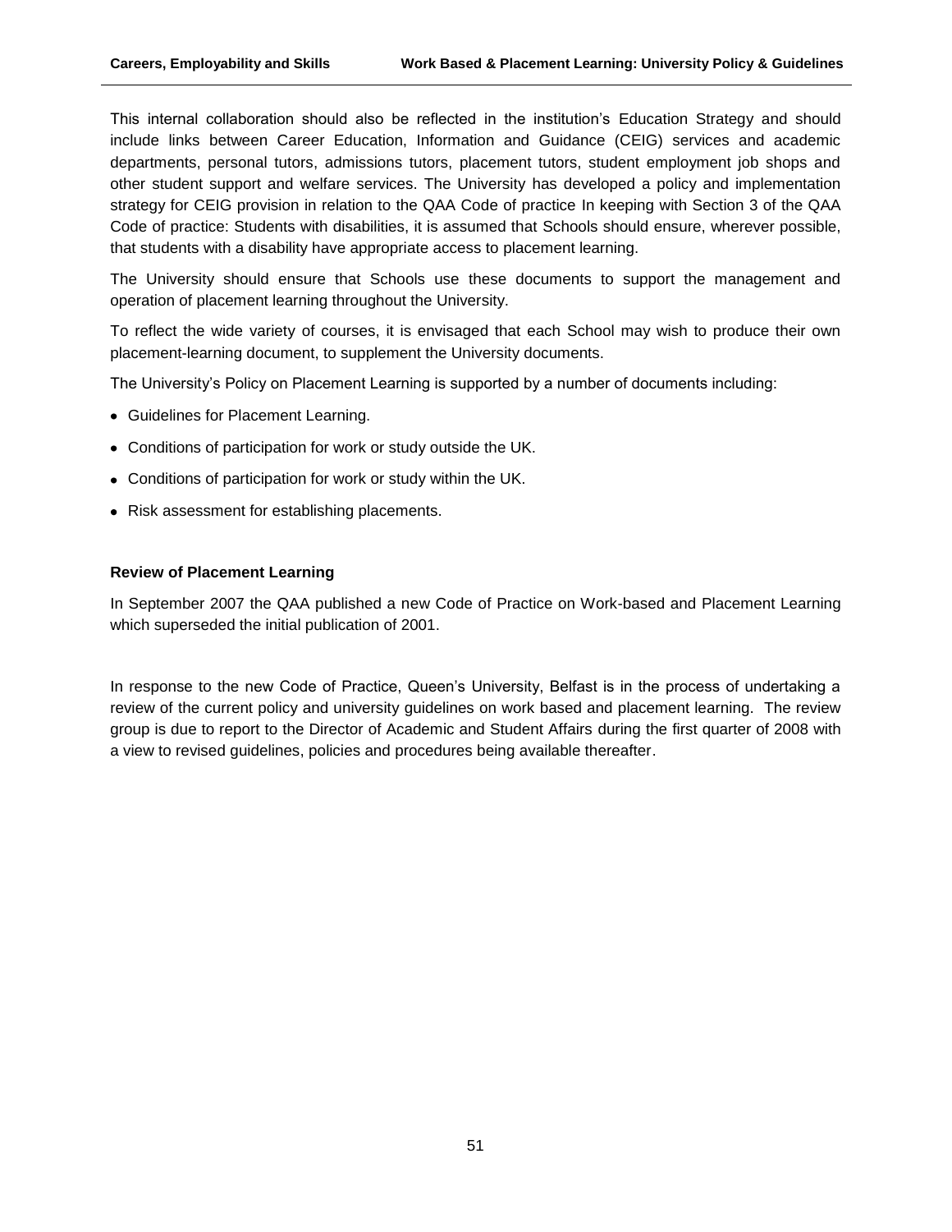This internal collaboration should also be reflected in the institution's Education Strategy and should include links between Career Education, Information and Guidance (CEIG) services and academic departments, personal tutors, admissions tutors, placement tutors, student employment job shops and other student support and welfare services. The University has developed a policy and implementation strategy for CEIG provision in relation to the QAA Code of practice In keeping with Section 3 of the QAA Code of practice: Students with disabilities, it is assumed that Schools should ensure, wherever possible, that students with a disability have appropriate access to placement learning.

The University should ensure that Schools use these documents to support the management and operation of placement learning throughout the University.

To reflect the wide variety of courses, it is envisaged that each School may wish to produce their own placement-learning document, to supplement the University documents.

The University's Policy on Placement Learning is supported by a number of documents including:

- Guidelines for Placement Learning.
- Conditions of participation for work or study outside the UK.
- Conditions of participation for work or study within the UK.
- Risk assessment for establishing placements.

**Review of Placement Learning**

In September 2007 the QAA published a new Code of Practice on Work-based and Placement Learning which superseded the initial publication of 2001.

In response to the new Code of Practice, Queen's University, Belfast is in the process of undertaking a review of the current policy and university guidelines on work based and placement learning. The review group is due to report to the Director of Academic and Student Affairs during the first quarter of 2008 with a view to revised guidelines, policies and procedures being available thereafter.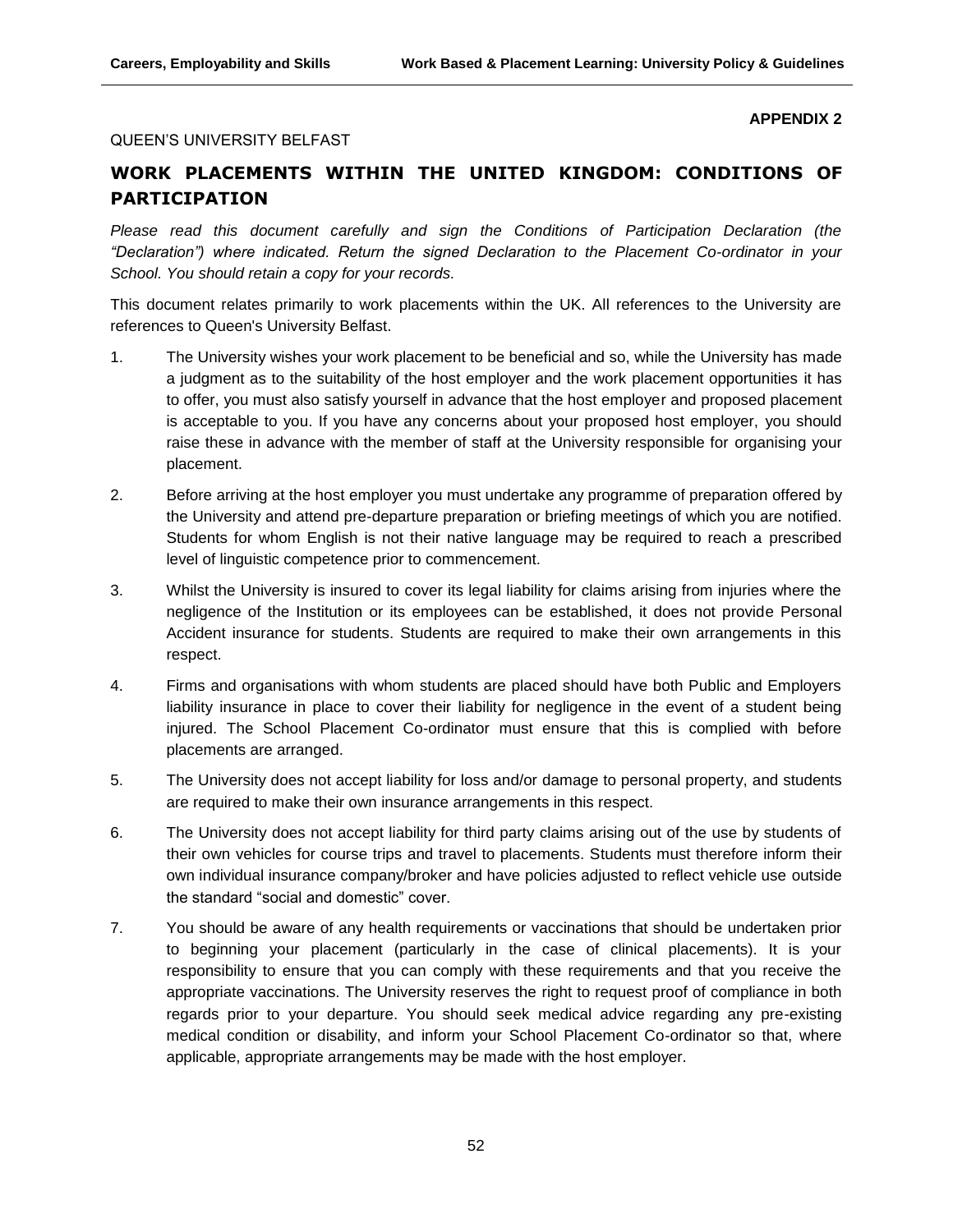**APPENDIX 2**

QUEEN'S UNIVERSITY BELFAST

## WORK PLACEMENTS WITHIN THE UNITED KINGDOM: CONDITIONS OF PARTICIPATION

*Please read this document carefully and sign the Conditions of Participation Declaration (the "Declaration") where indicated. Return the signed Declaration to the Placement Co-ordinator in your School. You should retain a copy for your records.*

This document relates primarily to work placements within the UK. All references to the University are references to Queen's University Belfast.

1. The University wishes your work placement to be beneficial and so, while the University has made a judgment as to the suitability of the host employer and the work placement opportunities it has to offer, you must also satisfy yourself in advance that the host employer and proposed placement is acceptable to you. If you have any concerns about your proposed host employer, you should raise these in advance with the member of staff at the University responsible for organising your placement.

2. Before arriving at the host employer you must undertake any programme of preparation offered by the University and attend pre-departure preparation or briefing meetings of which you are notified. Students for whom English is not their native language may be required to reach a prescribed level of linguistic competence prior to commencement.

3. Whilst the University is insured to cover its legal liability for claims arising from injuries where the negligence of the Institution or its employees can be established, it does not provide Personal Accident insurance for students. Students are required to make their own arrangements in this respect.

4. Firms and organisations with whom students are placed should have both Public and Employers liability insurance in place to cover their liability for negligence in the event of a student being injured. The School Placement Co-ordinator must ensure that this is complied with before placements are arranged.

5. The University does not accept liability for loss and/or damage to personal property, and students are required to make their own insurance arrangements in this respect.

6. The University does not accept liability for third party claims arising out of the use by students of their own vehicles for course trips and travel to placements. Students must therefore inform their own individual insurance company/broker and have policies adjusted to reflect vehicle use outside the standard "social and domestic" cover.

7. You should be aware of any health requirements or vaccinations that should be undertaken prior to beginning your placement (particularly in the case of clinical placements). It is your responsibility to ensure that you can comply with these requirements and that you receive the appropriate vaccinations. The University reserves the right to request proof of compliance in both regards prior to your departure. You should seek medical advice regarding any pre-existing medical condition or disability, and inform your School Placement Co-ordinator so that, where applicable, appropriate arrangements may be made with the host employer.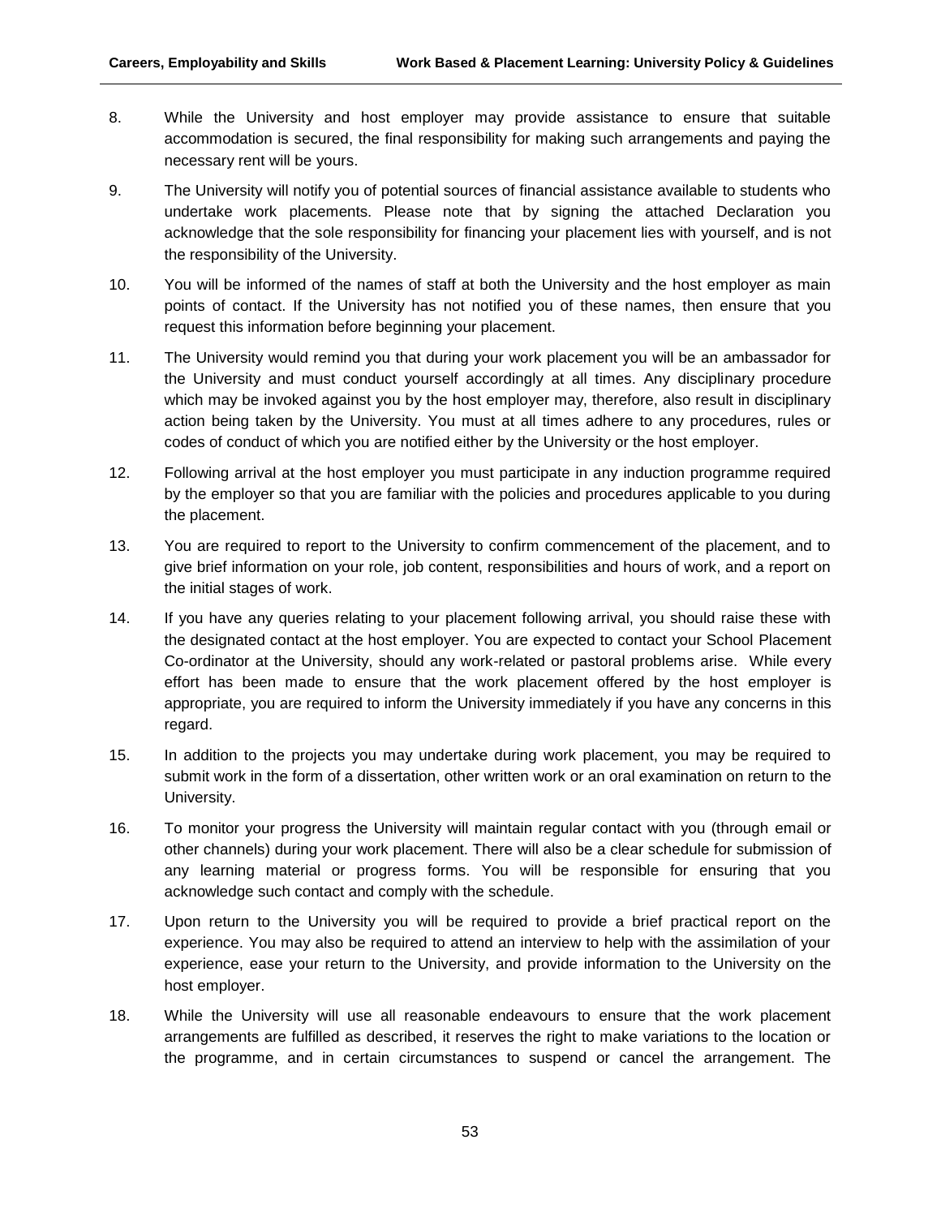8. While the University and host employer may provide assistance to ensure that suitable accommodation is secured, the final responsibility for making such arrangements and paying the necessary rent will be yours.

9. The University will notify you of potential sources of financial assistance available to students who undertake work placements. Please note that by signing the attached Declaration you acknowledge that the sole responsibility for financing your placement lies with yourself, and is not the responsibility of the University.

10. You will be informed of the names of staff at both the University and the host employer as main points of contact. If the University has not notified you of these names, then ensure that you request this information before beginning your placement.

11. The University would remind you that during your work placement you will be an ambassador for the University and must conduct yourself accordingly at all times. Any disciplinary procedure which may be invoked against you by the host employer may, therefore, also result in disciplinary action being taken by the University. You must at all times adhere to any procedures, rules or codes of conduct of which you are notified either by the University or the host employer.

12. Following arrival at the host employer you must participate in any induction programme required by the employer so that you are familiar with the policies and procedures applicable to you during the placement.

13. You are required to report to the University to confirm commencement of the placement, and to give brief information on your role, job content, responsibilities and hours of work, and a report on the initial stages of work.

14. If you have any queries relating to your placement following arrival, you should raise these with the designated contact at the host employer. You are expected to contact your School Placement Co-ordinator at the University, should any work-related or pastoral problems arise. While every effort has been made to ensure that the work placement offered by the host employer is appropriate, you are required to inform the University immediately if you have any concerns in this regard.

15. In addition to the projects you may undertake during work placement, you may be required to submit work in the form of a dissertation, other written work or an oral examination on return to the University.

16. To monitor your progress the University will maintain regular contact with you (through email or other channels) during your work placement. There will also be a clear schedule for submission of any learning material or progress forms. You will be responsible for ensuring that you acknowledge such contact and comply with the schedule.

17. Upon return to the University you will be required to provide a brief practical report on the experience. You may also be required to attend an interview to help with the assimilation of your experience, ease your return to the University, and provide information to the University on the host employer.

18. While the University will use all reasonable endeavours to ensure that the work placement arrangements are fulfilled as described, it reserves the right to make variations to the location or the programme, and in certain circumstances to suspend or cancel the arrangement. The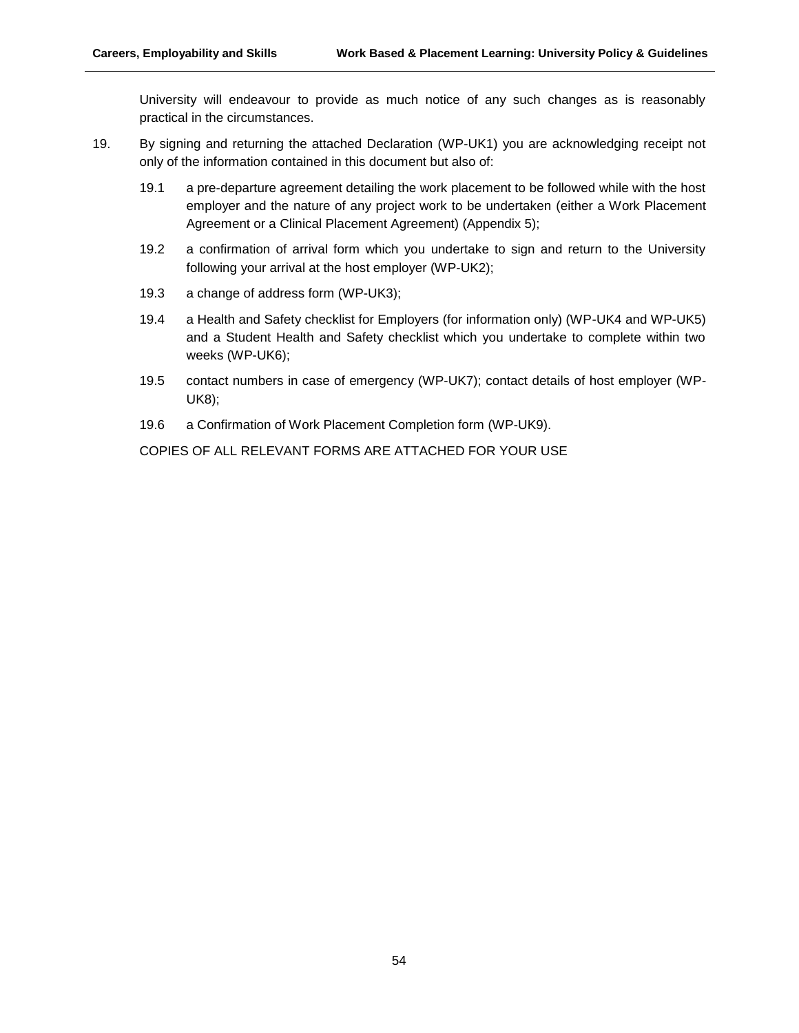University will endeavour to provide as much notice of any such changes as is reasonably practical in the circumstances.

19. By signing and returning the attached Declaration (WP-UK1) you are acknowledging receipt not only of the information contained in this document but also of:

    19.1 a pre-departure agreement detailing the work placement to be followed while with the host employer and the nature of any project work to be undertaken (either a Work Placement Agreement or a Clinical Placement Agreement) (Appendix 5);

    19.2 a confirmation of arrival form which you undertake to sign and return to the University following your arrival at the host employer (WP-UK2);

    19.3 a change of address form (WP-UK3);

    19.4 a Health and Safety checklist for Employers (for information only) (WP-UK4 and WP-UK5) and a Student Health and Safety checklist which you undertake to complete within two weeks (WP-UK6);

    19.5 contact numbers in case of emergency (WP-UK7); contact details of host employer (WP-UK8);

    19.6 a Confirmation of Work Placement Completion form (WP-UK9).

COPIES OF ALL RELEVANT FORMS ARE ATTACHED FOR YOUR USE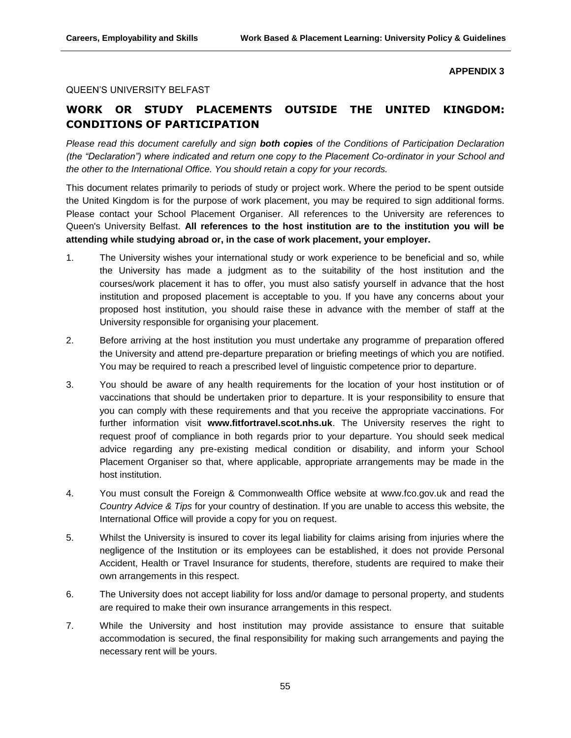**APPENDIX 3**

QUEEN'S UNIVERSITY BELFAST

## WORK OR STUDY PLACEMENTS OUTSIDE THE UNITED KINGDOM: CONDITIONS OF PARTICIPATION

*Please read this document carefully and sign **both copies** of the Conditions of Participation Declaration (the "Declaration") where indicated and return one copy to the Placement Co-ordinator in your School and the other to the International Office. You should retain a copy for your records.*

This document relates primarily to periods of study or project work. Where the period to be spent outside the United Kingdom is for the purpose of work placement, you may be required to sign additional forms. Please contact your School Placement Organiser. All references to the University are references to Queen's University Belfast. **All references to the host institution are to the institution you will be attending while studying abroad or, in the case of work placement, your employer.**

1. The University wishes your international study or work experience to be beneficial and so, while the University has made a judgment as to the suitability of the host institution and the courses/work placement it has to offer, you must also satisfy yourself in advance that the host institution and proposed placement is acceptable to you. If you have any concerns about your proposed host institution, you should raise these in advance with the member of staff at the University responsible for organising your placement.

2. Before arriving at the host institution you must undertake any programme of preparation offered the University and attend pre-departure preparation or briefing meetings of which you are notified. You may be required to reach a prescribed level of linguistic competence prior to departure.

3. You should be aware of any health requirements for the location of your host institution or of vaccinations that should be undertaken prior to departure. It is your responsibility to ensure that you can comply with these requirements and that you receive the appropriate vaccinations. For further information visit **www.fitfortravel.scot.nhs.uk**. The University reserves the right to request proof of compliance in both regards prior to your departure. You should seek medical advice regarding any pre-existing medical condition or disability, and inform your School Placement Organiser so that, where applicable, appropriate arrangements may be made in the host institution.

4. You must consult the Foreign & Commonwealth Office website at www.fco.gov.uk and read the *Country Advice & Tips* for your country of destination. If you are unable to access this website, the International Office will provide a copy for you on request.

5. Whilst the University is insured to cover its legal liability for claims arising from injuries where the negligence of the Institution or its employees can be established, it does not provide Personal Accident, Health or Travel Insurance for students, therefore, students are required to make their own arrangements in this respect.

6. The University does not accept liability for loss and/or damage to personal property, and students are required to make their own insurance arrangements in this respect.

7. While the University and host institution may provide assistance to ensure that suitable accommodation is secured, the final responsibility for making such arrangements and paying the necessary rent will be yours.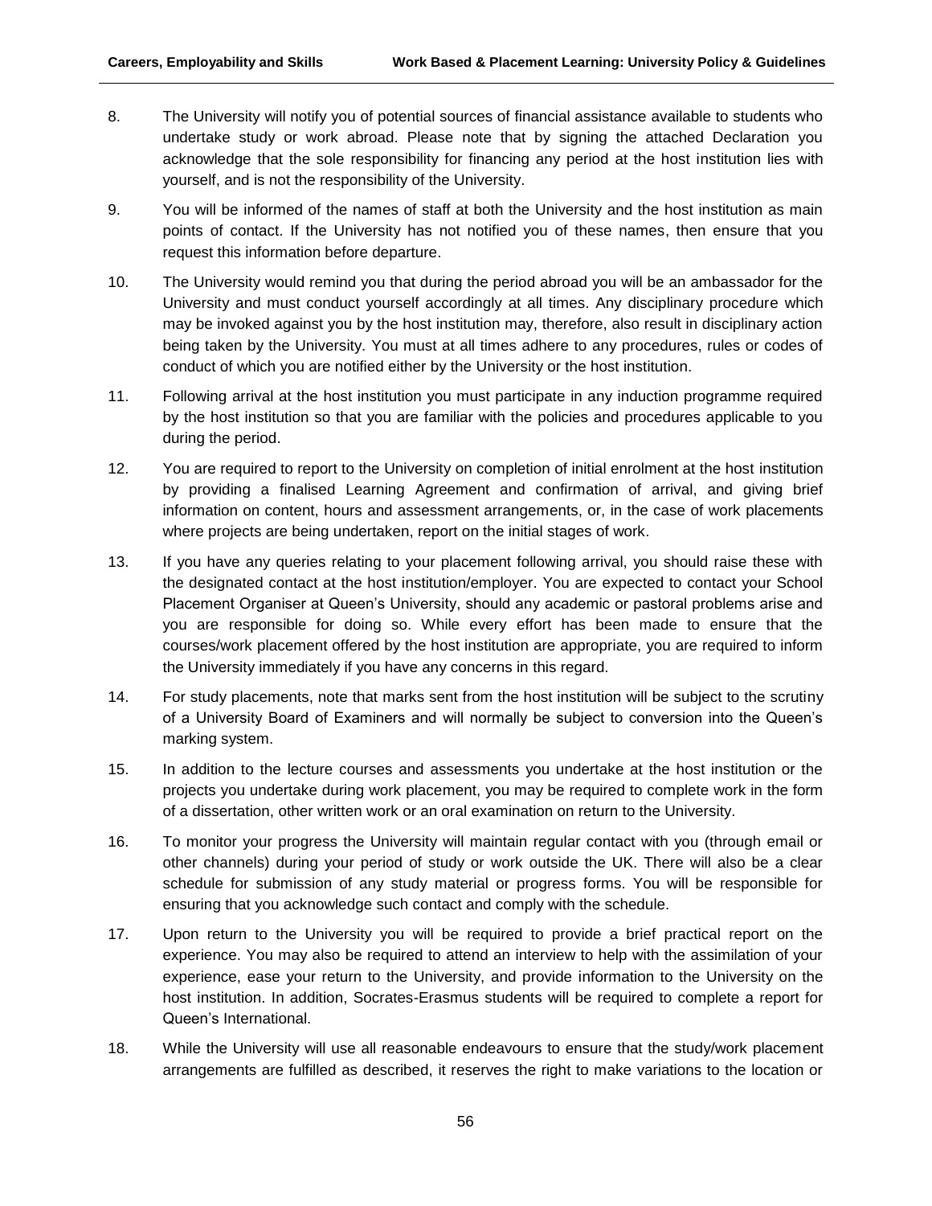8. The University will notify you of potential sources of financial assistance available to students who undertake study or work abroad. Please note that by signing the attached Declaration you acknowledge that the sole responsibility for financing any period at the host institution lies with yourself, and is not the responsibility of the University.

9. You will be informed of the names of staff at both the University and the host institution as main points of contact. If the University has not notified you of these names, then ensure that you request this information before departure.

10. The University would remind you that during the period abroad you will be an ambassador for the University and must conduct yourself accordingly at all times. Any disciplinary procedure which may be invoked against you by the host institution may, therefore, also result in disciplinary action being taken by the University. You must at all times adhere to any procedures, rules or codes of conduct of which you are notified either by the University or the host institution.

11. Following arrival at the host institution you must participate in any induction programme required by the host institution so that you are familiar with the policies and procedures applicable to you during the period.

12. You are required to report to the University on completion of initial enrolment at the host institution by providing a finalised Learning Agreement and confirmation of arrival, and giving brief information on content, hours and assessment arrangements, or, in the case of work placements where projects are being undertaken, report on the initial stages of work.

13. If you have any queries relating to your placement following arrival, you should raise these with the designated contact at the host institution/employer. You are expected to contact your School Placement Organiser at Queen's University, should any academic or pastoral problems arise and you are responsible for doing so. While every effort has been made to ensure that the courses/work placement offered by the host institution are appropriate, you are required to inform the University immediately if you have any concerns in this regard.

14. For study placements, note that marks sent from the host institution will be subject to the scrutiny of a University Board of Examiners and will normally be subject to conversion into the Queen's marking system.

15. In addition to the lecture courses and assessments you undertake at the host institution or the projects you undertake during work placement, you may be required to complete work in the form of a dissertation, other written work or an oral examination on return to the University.

16. To monitor your progress the University will maintain regular contact with you (through email or other channels) during your period of study or work outside the UK. There will also be a clear schedule for submission of any study material or progress forms. You will be responsible for ensuring that you acknowledge such contact and comply with the schedule.

17. Upon return to the University you will be required to provide a brief practical report on the experience. You may also be required to attend an interview to help with the assimilation of your experience, ease your return to the University, and provide information to the University on the host institution. In addition, Socrates-Erasmus students will be required to complete a report for Queen's International.

18. While the University will use all reasonable endeavours to ensure that the study/work placement arrangements are fulfilled as described, it reserves the right to make variations to the location or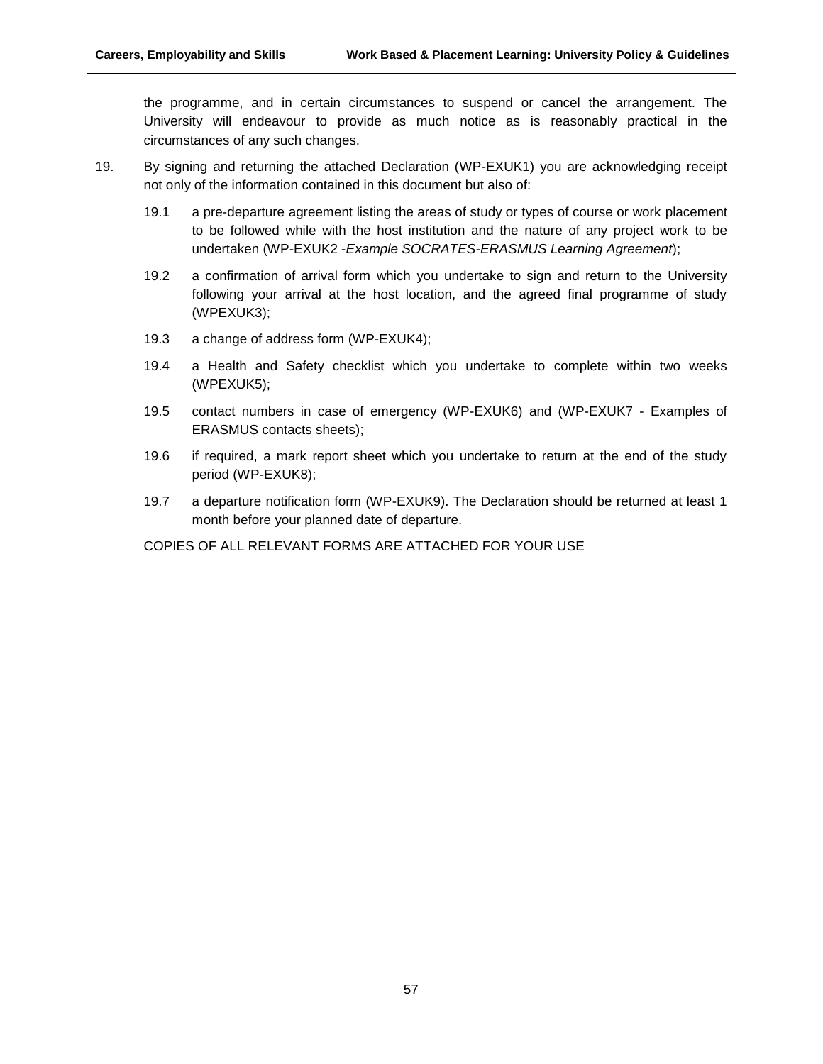the programme, and in certain circumstances to suspend or cancel the arrangement. The University will endeavour to provide as much notice as is reasonably practical in the circumstances of any such changes.

19. By signing and returning the attached Declaration (WP-EXUK1) you are acknowledging receipt not only of the information contained in this document but also of:

    19.1 a pre-departure agreement listing the areas of study or types of course or work placement to be followed while with the host institution and the nature of any project work to be undertaken (WP-EXUK2 -*Example SOCRATES-ERASMUS Learning Agreement*);

    19.2 a confirmation of arrival form which you undertake to sign and return to the University following your arrival at the host location, and the agreed final programme of study (WPEXUK3);

    19.3 a change of address form (WP-EXUK4);

    19.4 a Health and Safety checklist which you undertake to complete within two weeks (WPEXUK5);

    19.5 contact numbers in case of emergency (WP-EXUK6) and (WP-EXUK7 - Examples of ERASMUS contacts sheets);

    19.6 if required, a mark report sheet which you undertake to return at the end of the study period (WP-EXUK8);

    19.7 a departure notification form (WP-EXUK9). The Declaration should be returned at least 1 month before your planned date of departure.

    COPIES OF ALL RELEVANT FORMS ARE ATTACHED FOR YOUR USE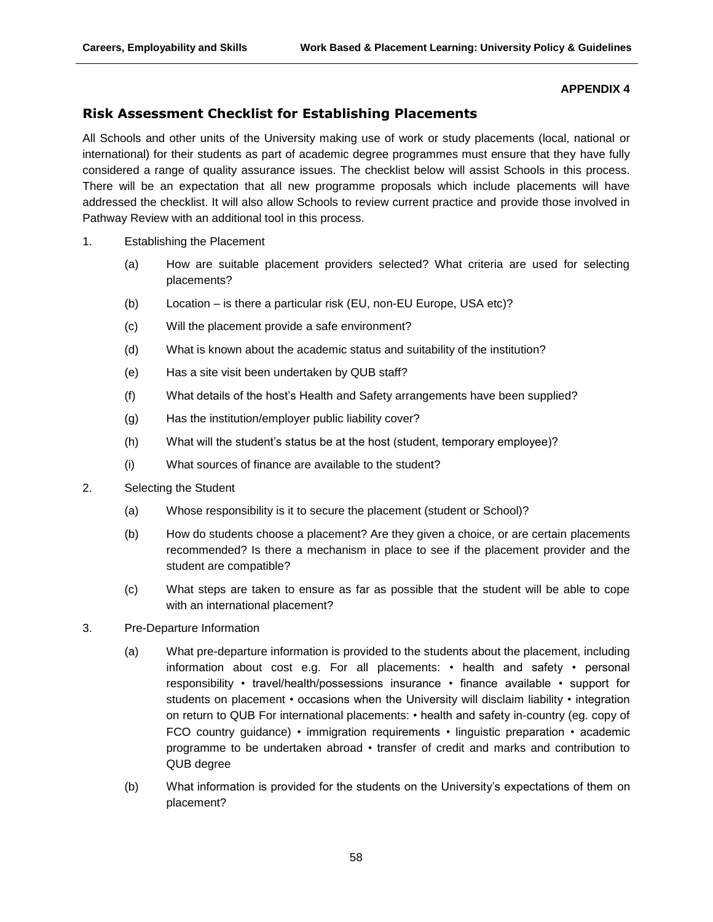**APPENDIX 4**

## Risk Assessment Checklist for Establishing Placements

All Schools and other units of the University making use of work or study placements (local, national or international) for their students as part of academic degree programmes must ensure that they have fully considered a range of quality assurance issues. The checklist below will assist Schools in this process. There will be an expectation that all new programme proposals which include placements will have addressed the checklist. It will also allow Schools to review current practice and provide those involved in Pathway Review with an additional tool in this process.

1. Establishing the Placement

   (a) How are suitable placement providers selected? What criteria are used for selecting placements?

   (b) Location – is there a particular risk (EU, non-EU Europe, USA etc)?

   (c) Will the placement provide a safe environment?

   (d) What is known about the academic status and suitability of the institution?

   (e) Has a site visit been undertaken by QUB staff?

   (f) What details of the host's Health and Safety arrangements have been supplied?

   (g) Has the institution/employer public liability cover?

   (h) What will the student's status be at the host (student, temporary employee)?

   (i) What sources of finance are available to the student?

2. Selecting the Student

   (a) Whose responsibility is it to secure the placement (student or School)?

   (b) How do students choose a placement? Are they given a choice, or are certain placements recommended? Is there a mechanism in place to see if the placement provider and the student are compatible?

   (c) What steps are taken to ensure as far as possible that the student will be able to cope with an international placement?

3. Pre-Departure Information

   (a) What pre-departure information is provided to the students about the placement, including information about cost e.g. For all placements: • health and safety • personal responsibility • travel/health/possessions insurance • finance available • support for students on placement • occasions when the University will disclaim liability • integration on return to QUB For international placements: • health and safety in-country (eg. copy of FCO country guidance) • immigration requirements • linguistic preparation • academic programme to be undertaken abroad • transfer of credit and marks and contribution to QUB degree

   (b) What information is provided for the students on the University's expectations of them on placement?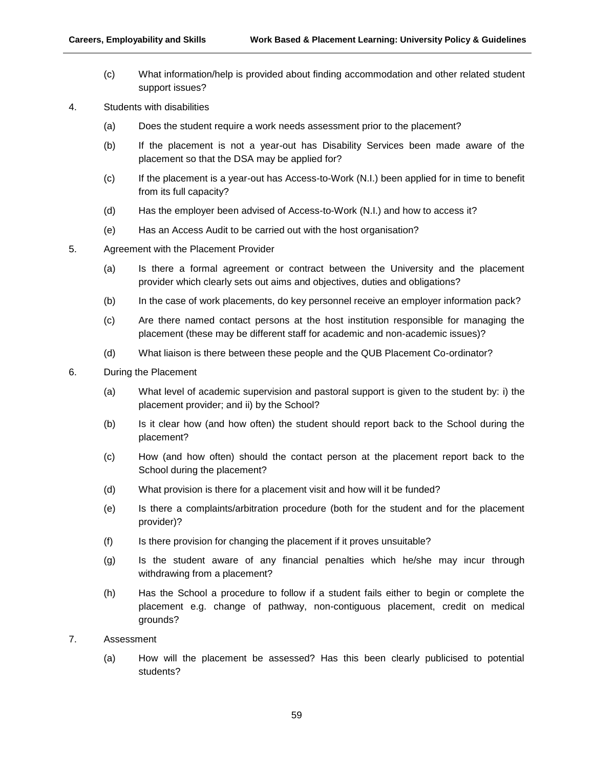(c) What information/help is provided about finding accommodation and other related student support issues?

4. Students with disabilities

   (a) Does the student require a work needs assessment prior to the placement?

   (b) If the placement is not a year-out has Disability Services been made aware of the placement so that the DSA may be applied for?

   (c) If the placement is a year-out has Access-to-Work (N.I.) been applied for in time to benefit from its full capacity?

   (d) Has the employer been advised of Access-to-Work (N.I.) and how to access it?

   (e) Has an Access Audit to be carried out with the host organisation?

5. Agreement with the Placement Provider

   (a) Is there a formal agreement or contract between the University and the placement provider which clearly sets out aims and objectives, duties and obligations?

   (b) In the case of work placements, do key personnel receive an employer information pack?

   (c) Are there named contact persons at the host institution responsible for managing the placement (these may be different staff for academic and non-academic issues)?

   (d) What liaison is there between these people and the QUB Placement Co-ordinator?

6. During the Placement

   (a) What level of academic supervision and pastoral support is given to the student by: i) the placement provider; and ii) by the School?

   (b) Is it clear how (and how often) the student should report back to the School during the placement?

   (c) How (and how often) should the contact person at the placement report back to the School during the placement?

   (d) What provision is there for a placement visit and how will it be funded?

   (e) Is there a complaints/arbitration procedure (both for the student and for the placement provider)?

   (f) Is there provision for changing the placement if it proves unsuitable?

   (g) Is the student aware of any financial penalties which he/she may incur through withdrawing from a placement?

   (h) Has the School a procedure to follow if a student fails either to begin or complete the placement e.g. change of pathway, non-contiguous placement, credit on medical grounds?

7. Assessment

   (a) How will the placement be assessed? Has this been clearly publicised to potential students?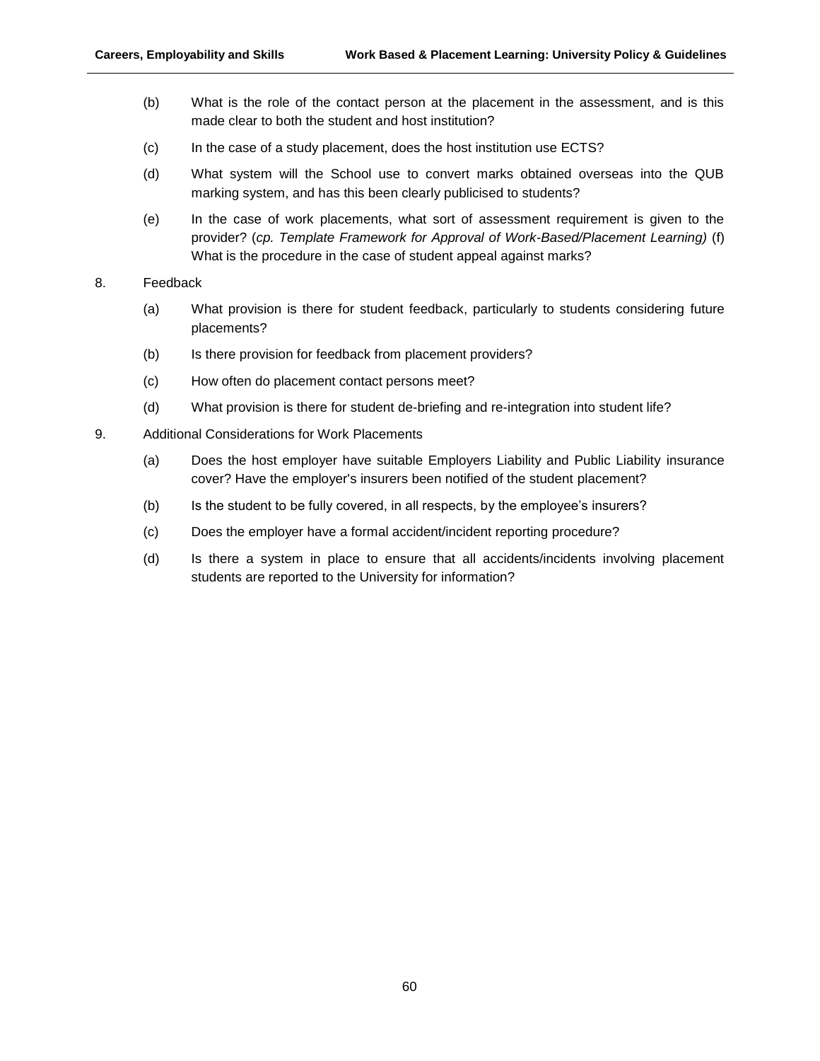(b) What is the role of the contact person at the placement in the assessment, and is this made clear to both the student and host institution?

(c) In the case of a study placement, does the host institution use ECTS?

(d) What system will the School use to convert marks obtained overseas into the QUB marking system, and has this been clearly publicised to students?

(e) In the case of work placements, what sort of assessment requirement is given to the provider? (*cp. Template Framework for Approval of Work-Based/Placement Learning)* (f) What is the procedure in the case of student appeal against marks?

8. Feedback

(a) What provision is there for student feedback, particularly to students considering future placements?

(b) Is there provision for feedback from placement providers?

(c) How often do placement contact persons meet?

(d) What provision is there for student de-briefing and re-integration into student life?

9. Additional Considerations for Work Placements

(a) Does the host employer have suitable Employers Liability and Public Liability insurance cover? Have the employer's insurers been notified of the student placement?

(b) Is the student to be fully covered, in all respects, by the employee's insurers?

(c) Does the employer have a formal accident/incident reporting procedure?

(d) Is there a system in place to ensure that all accidents/incidents involving placement students are reported to the University for information?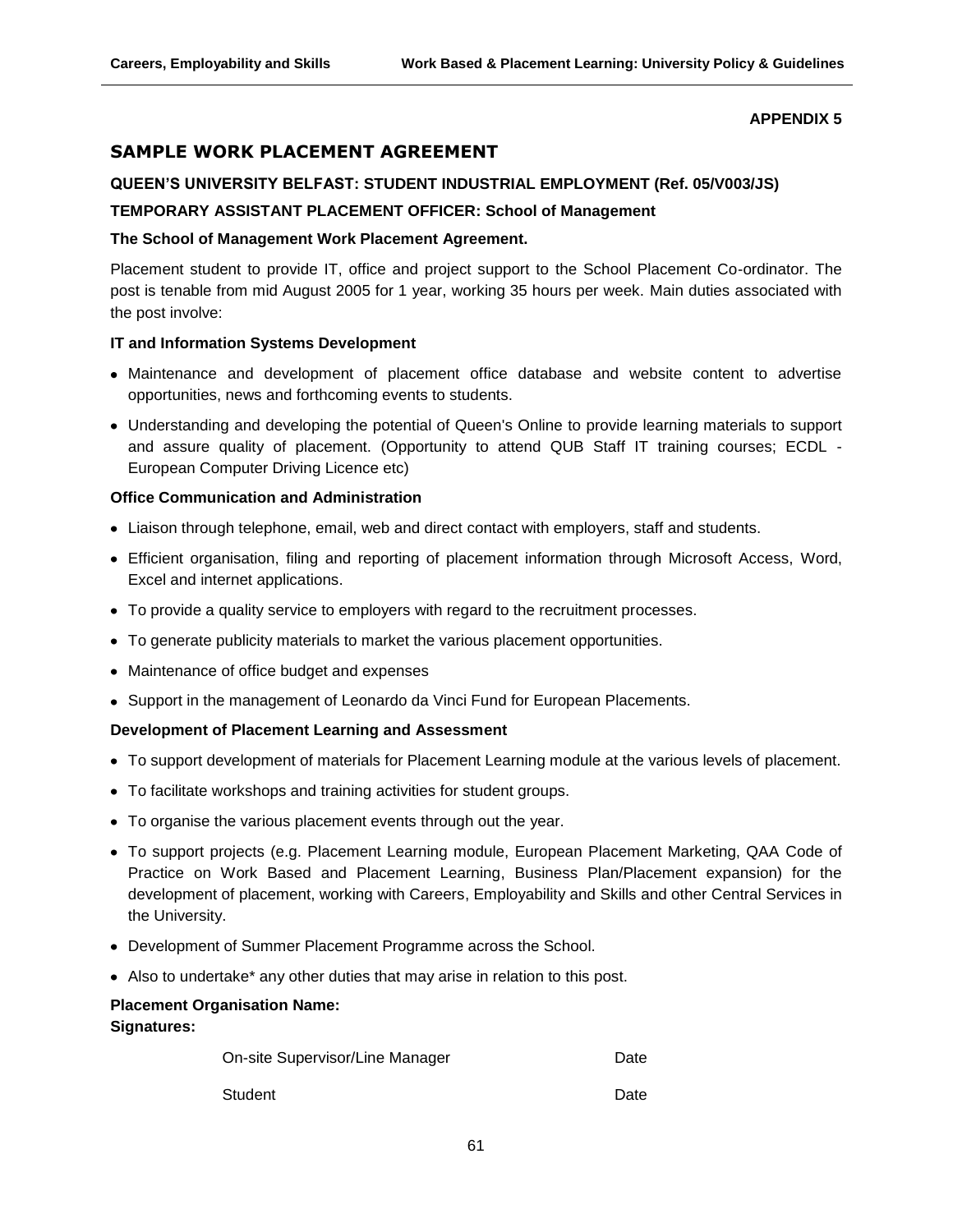**APPENDIX 5**

## SAMPLE WORK PLACEMENT AGREEMENT

**QUEEN'S UNIVERSITY BELFAST: STUDENT INDUSTRIAL EMPLOYMENT (Ref. 05/V003/JS)**

**TEMPORARY ASSISTANT PLACEMENT OFFICER: School of Management**

**The School of Management Work Placement Agreement.**

Placement student to provide IT, office and project support to the School Placement Co-ordinator. The post is tenable from mid August 2005 for 1 year, working 35 hours per week. Main duties associated with the post involve:

**IT and Information Systems Development**

- Maintenance and development of placement office database and website content to advertise opportunities, news and forthcoming events to students.
- Understanding and developing the potential of Queen's Online to provide learning materials to support and assure quality of placement. (Opportunity to attend QUB Staff IT training courses; ECDL - European Computer Driving Licence etc)

**Office Communication and Administration**

- Liaison through telephone, email, web and direct contact with employers, staff and students.
- Efficient organisation, filing and reporting of placement information through Microsoft Access, Word, Excel and internet applications.
- To provide a quality service to employers with regard to the recruitment processes.
- To generate publicity materials to market the various placement opportunities.
- Maintenance of office budget and expenses
- Support in the management of Leonardo da Vinci Fund for European Placements.

**Development of Placement Learning and Assessment**

- To support development of materials for Placement Learning module at the various levels of placement.
- To facilitate workshops and training activities for student groups.
- To organise the various placement events through out the year.
- To support projects (e.g. Placement Learning module, European Placement Marketing, QAA Code of Practice on Work Based and Placement Learning, Business Plan/Placement expansion) for the development of placement, working with Careers, Employability and Skills and other Central Services in the University.
- Development of Summer Placement Programme across the School.
- Also to undertake* any other duties that may arise in relation to this post.

**Placement Organisation Name:**

**Signatures:**

On-site Supervisor/Line Manager Date

Student Date